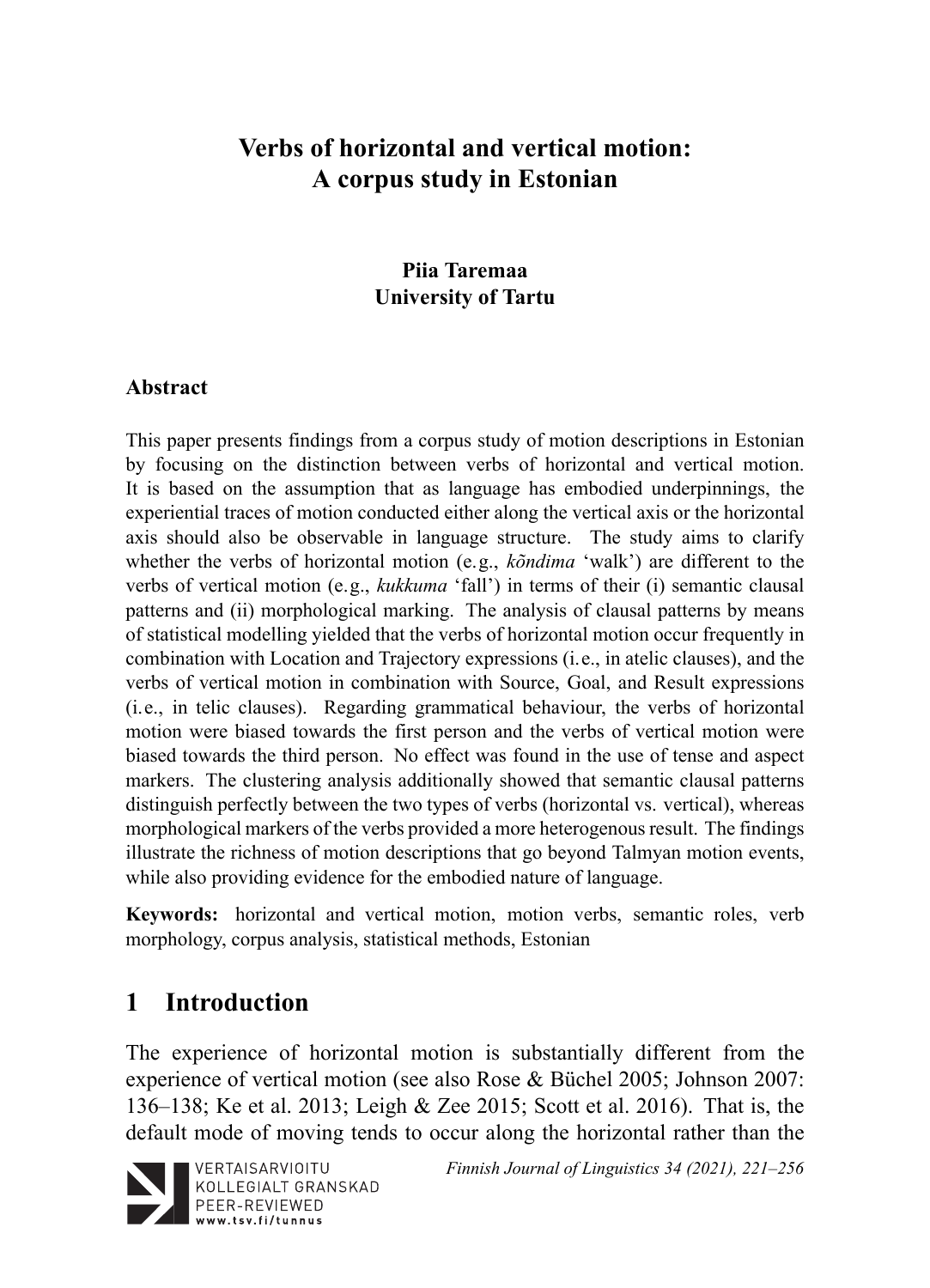# Verbs of horizontal and vertical motion: A corpus study in Estonian

**Piia Taremaa**
**University of Tartu**

## Abstract

This paper presents findings from a corpus study of motion descriptions in Estonian by focusing on the distinction between verbs of horizontal and vertical motion. It is based on the assumption that as language has embodied underpinnings, the experiential traces of motion conducted either along the vertical axis or the horizontal axis should also be observable in language structure. The study aims to clarify whether the verbs of horizontal motion (e.g., *kõndima* 'walk') are different to the verbs of vertical motion (e.g., *kukkuma* 'fall') in terms of their (i) semantic clausal patterns and (ii) morphological marking. The analysis of clausal patterns by means of statistical modelling yielded that the verbs of horizontal motion occur frequently in combination with Location and Trajectory expressions (i.e., in atelic clauses), and the verbs of vertical motion in combination with Source, Goal, and Result expressions (i.e., in telic clauses). Regarding grammatical behaviour, the verbs of horizontal motion were biased towards the first person and the verbs of vertical motion were biased towards the third person. No effect was found in the use of tense and aspect markers. The clustering analysis additionally showed that semantic clausal patterns distinguish perfectly between the two types of verbs (horizontal vs. vertical), whereas morphological markers of the verbs provided a more heterogenous result. The findings illustrate the richness of motion descriptions that go beyond Talmyan motion events, while also providing evidence for the embodied nature of language.

**Keywords:** horizontal and vertical motion, motion verbs, semantic roles, verb morphology, corpus analysis, statistical methods, Estonian

## 1 Introduction

The experience of horizontal motion is substantially different from the experience of vertical motion (see also Rose & Büchel 2005; Johnson 2007: 136–138; Ke et al. 2013; Leigh & Zee 2015; Scott et al. 2016). That is, the default mode of moving tends to occur along the horizontal rather than the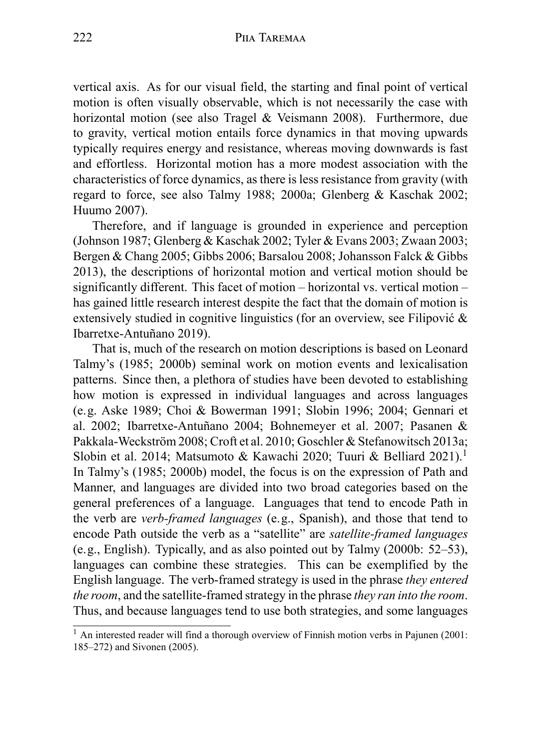vertical axis. As for our visual field, the starting and final point of vertical motion is often visually observable, which is not necessarily the case with horizontal motion (see also Tragel & Veismann 2008). Furthermore, due to gravity, vertical motion entails force dynamics in that moving upwards typically requires energy and resistance, whereas moving downwards is fast and effortless. Horizontal motion has a more modest association with the characteristics of force dynamics, as there is less resistance from gravity (with regard to force, see also Talmy 1988; 2000a; Glenberg & Kaschak 2002; Huumo 2007).

Therefore, and if language is grounded in experience and perception (Johnson 1987; Glenberg & Kaschak 2002; Tyler & Evans 2003; Zwaan 2003; Bergen & Chang 2005; Gibbs 2006; Barsalou 2008; Johansson Falck & Gibbs 2013), the descriptions of horizontal motion and vertical motion should be significantly different. This facet of motion – horizontal vs. vertical motion – has gained little research interest despite the fact that the domain of motion is extensively studied in cognitive linguistics (for an overview, see Filipović & Ibarretxe-Antuñano 2019).

That is, much of the research on motion descriptions is based on Leonard Talmy's (1985; 2000b) seminal work on motion events and lexicalisation patterns. Since then, a plethora of studies have been devoted to establishing how motion is expressed in individual languages and across languages (e.g. Aske 1989; Choi & Bowerman 1991; Slobin 1996; 2004; Gennari et al. 2002; Ibarretxe-Antuñano 2004; Bohnemeyer et al. 2007; Pasanen & Pakkala-Weckström 2008; Croft et al. 2010; Goschler & Stefanowitsch 2013a; Slobin et al. 2014; Matsumoto & Kawachi 2020; Tuuri & Belliard 2021).[1] In Talmy's (1985; 2000b) model, the focus is on the expression of Path and Manner, and languages are divided into two broad categories based on the general preferences of a language. Languages that tend to encode Path in the verb are *verb-framed languages* (e.g., Spanish), and those that tend to encode Path outside the verb as a "satellite" are *satellite-framed languages* (e.g., English). Typically, and as also pointed out by Talmy (2000b: 52–53), languages can combine these strategies. This can be exemplified by the English language. The verb-framed strategy is used in the phrase *they entered the room*, and the satellite-framed strategy in the phrase *they ran into the room*. Thus, and because languages tend to use both strategies, and some languages

[1] An interested reader will find a thorough overview of Finnish motion verbs in Pajunen (2001: 185–272) and Sivonen (2005).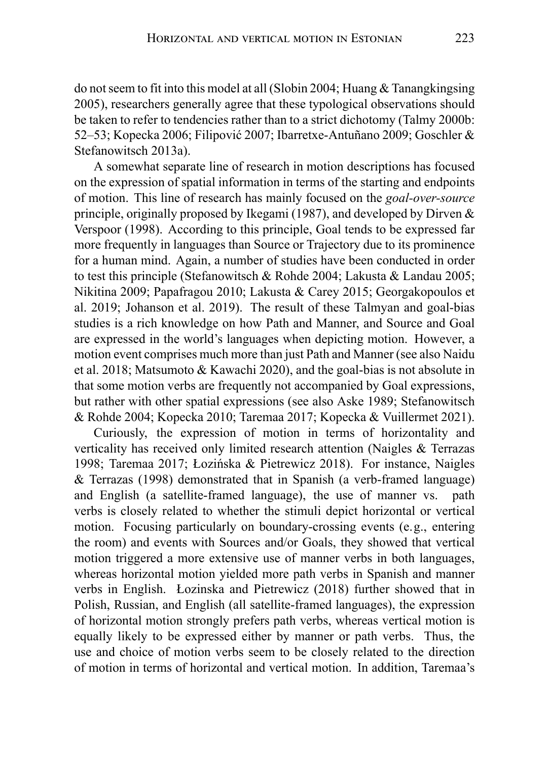do not seem to fit into this model at all (Slobin 2004; Huang & Tanangkingsing 2005), researchers generally agree that these typological observations should be taken to refer to tendencies rather than to a strict dichotomy (Talmy 2000b: 52–53; Kopecka 2006; Filipović 2007; Ibarretxe-Antuñano 2009; Goschler & Stefanowitsch 2013a).

A somewhat separate line of research in motion descriptions has focused on the expression of spatial information in terms of the starting and endpoints of motion. This line of research has mainly focused on the *goal-over-source* principle, originally proposed by Ikegami (1987), and developed by Dirven & Verspoor (1998). According to this principle, Goal tends to be expressed far more frequently in languages than Source or Trajectory due to its prominence for a human mind. Again, a number of studies have been conducted in order to test this principle (Stefanowitsch & Rohde 2004; Lakusta & Landau 2005; Nikitina 2009; Papafragou 2010; Lakusta & Carey 2015; Georgakopoulos et al. 2019; Johanson et al. 2019). The result of these Talmyan and goal-bias studies is a rich knowledge on how Path and Manner, and Source and Goal are expressed in the world's languages when depicting motion. However, a motion event comprises much more than just Path and Manner (see also Naidu et al. 2018; Matsumoto & Kawachi 2020), and the goal-bias is not absolute in that some motion verbs are frequently not accompanied by Goal expressions, but rather with other spatial expressions (see also Aske 1989; Stefanowitsch & Rohde 2004; Kopecka 2010; Taremaa 2017; Kopecka & Vuillermet 2021).

Curiously, the expression of motion in terms of horizontality and verticality has received only limited research attention (Naigles & Terrazas 1998; Taremaa 2017; Łozińska & Pietrewicz 2018). For instance, Naigles & Terrazas (1998) demonstrated that in Spanish (a verb-framed language) and English (a satellite-framed language), the use of manner vs. path verbs is closely related to whether the stimuli depict horizontal or vertical motion. Focusing particularly on boundary-crossing events (e.g., entering the room) and events with Sources and/or Goals, they showed that vertical motion triggered a more extensive use of manner verbs in both languages, whereas horizontal motion yielded more path verbs in Spanish and manner verbs in English. Łozinska and Pietrewicz (2018) further showed that in Polish, Russian, and English (all satellite-framed languages), the expression of horizontal motion strongly prefers path verbs, whereas vertical motion is equally likely to be expressed either by manner or path verbs. Thus, the use and choice of motion verbs seem to be closely related to the direction of motion in terms of horizontal and vertical motion. In addition, Taremaa's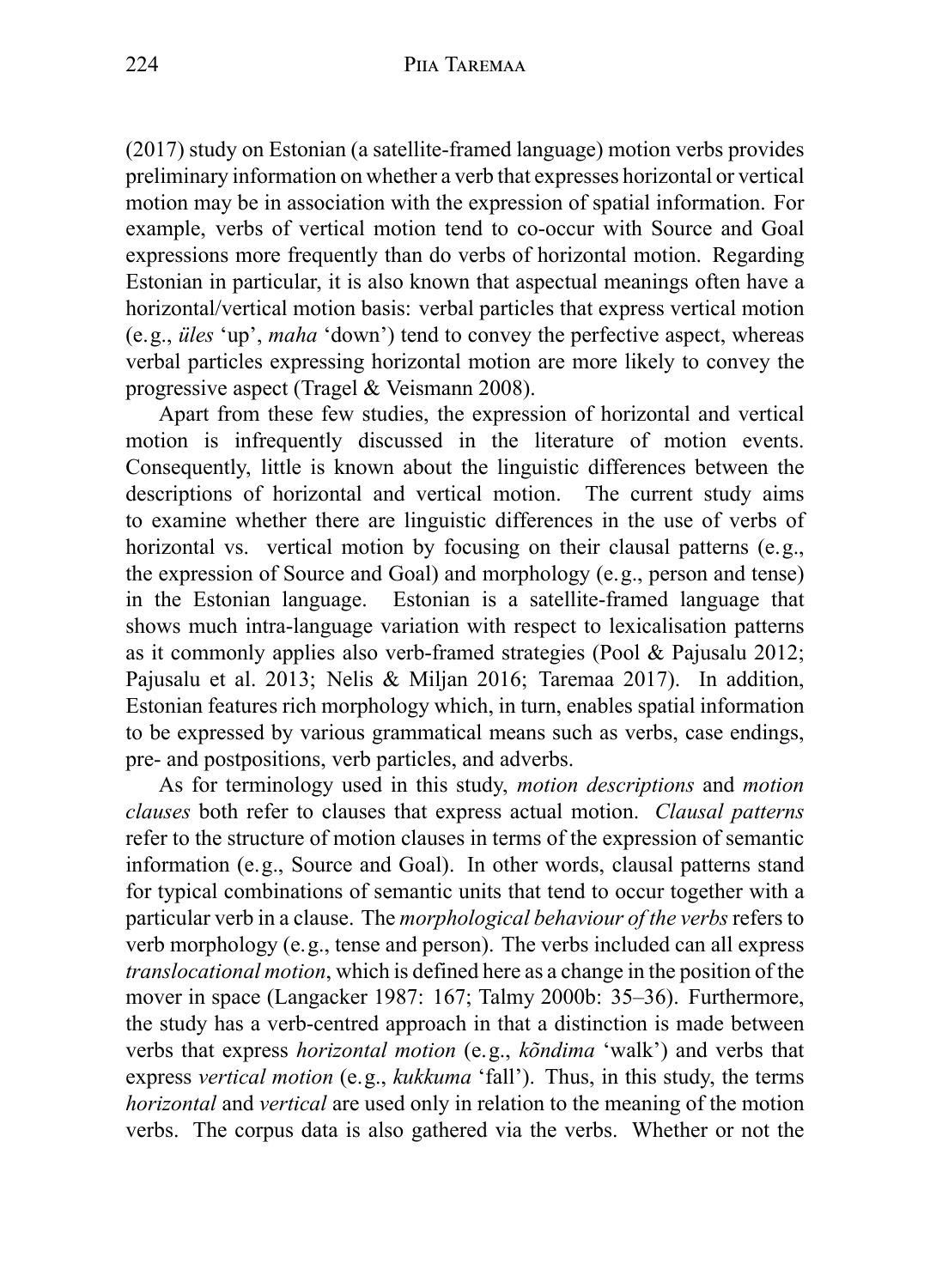(2017) study on Estonian (a satellite-framed language) motion verbs provides preliminary information on whether a verb that expresses horizontal or vertical motion may be in association with the expression of spatial information. For example, verbs of vertical motion tend to co-occur with Source and Goal expressions more frequently than do verbs of horizontal motion. Regarding Estonian in particular, it is also known that aspectual meanings often have a horizontal/vertical motion basis: verbal particles that express vertical motion (e.g., *üles* 'up', *maha* 'down') tend to convey the perfective aspect, whereas verbal particles expressing horizontal motion are more likely to convey the progressive aspect (Tragel & Veismann 2008).

Apart from these few studies, the expression of horizontal and vertical motion is infrequently discussed in the literature of motion events. Consequently, little is known about the linguistic differences between the descriptions of horizontal and vertical motion. The current study aims to examine whether there are linguistic differences in the use of verbs of horizontal vs. vertical motion by focusing on their clausal patterns (e.g., the expression of Source and Goal) and morphology (e.g., person and tense) in the Estonian language. Estonian is a satellite-framed language that shows much intra-language variation with respect to lexicalisation patterns as it commonly applies also verb-framed strategies (Pool & Pajusalu 2012; Pajusalu et al. 2013; Nelis & Miljan 2016; Taremaa 2017). In addition, Estonian features rich morphology which, in turn, enables spatial information to be expressed by various grammatical means such as verbs, case endings, pre- and postpositions, verb particles, and adverbs.

As for terminology used in this study, *motion descriptions* and *motion clauses* both refer to clauses that express actual motion. *Clausal patterns* refer to the structure of motion clauses in terms of the expression of semantic information (e.g., Source and Goal). In other words, clausal patterns stand for typical combinations of semantic units that tend to occur together with a particular verb in a clause. The *morphological behaviour of the verbs* refers to verb morphology (e.g., tense and person). The verbs included can all express *translocational motion*, which is defined here as a change in the position of the mover in space (Langacker 1987: 167; Talmy 2000b: 35–36). Furthermore, the study has a verb-centred approach in that a distinction is made between verbs that express *horizontal motion* (e.g., *kõndima* 'walk') and verbs that express *vertical motion* (e.g., *kukkuma* 'fall'). Thus, in this study, the terms *horizontal* and *vertical* are used only in relation to the meaning of the motion verbs. The corpus data is also gathered via the verbs. Whether or not the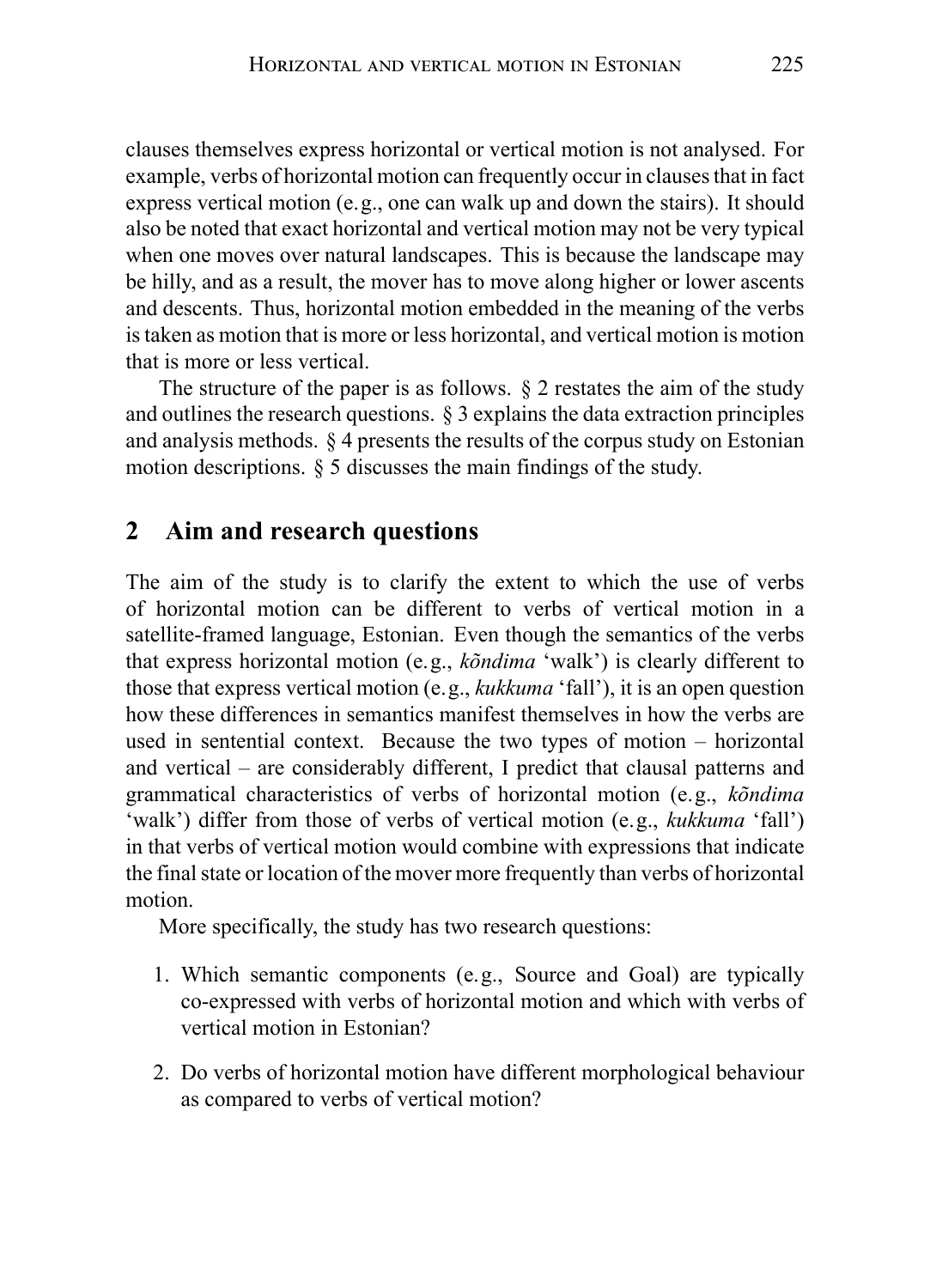clauses themselves express horizontal or vertical motion is not analysed. For example, verbs of horizontal motion can frequently occur in clauses that in fact express vertical motion (e.g., one can walk up and down the stairs). It should also be noted that exact horizontal and vertical motion may not be very typical when one moves over natural landscapes. This is because the landscape may be hilly, and as a result, the mover has to move along higher or lower ascents and descents. Thus, horizontal motion embedded in the meaning of the verbs is taken as motion that is more or less horizontal, and vertical motion is motion that is more or less vertical.

The structure of the paper is as follows. § 2 restates the aim of the study and outlines the research questions. § 3 explains the data extraction principles and analysis methods. § 4 presents the results of the corpus study on Estonian motion descriptions. § 5 discusses the main findings of the study.

## 2 Aim and research questions

The aim of the study is to clarify the extent to which the use of verbs of horizontal motion can be different to verbs of vertical motion in a satellite-framed language, Estonian. Even though the semantics of the verbs that express horizontal motion (e.g., *kõndima* 'walk') is clearly different to those that express vertical motion (e.g., *kukkuma* 'fall'), it is an open question how these differences in semantics manifest themselves in how the verbs are used in sentential context. Because the two types of motion – horizontal and vertical – are considerably different, I predict that clausal patterns and grammatical characteristics of verbs of horizontal motion (e.g., *kõndima* 'walk') differ from those of verbs of vertical motion (e.g., *kukkuma* 'fall') in that verbs of vertical motion would combine with expressions that indicate the final state or location of the mover more frequently than verbs of horizontal motion.

More specifically, the study has two research questions:

1. Which semantic components (e.g., Source and Goal) are typically co-expressed with verbs of horizontal motion and which with verbs of vertical motion in Estonian?
2. Do verbs of horizontal motion have different morphological behaviour as compared to verbs of vertical motion?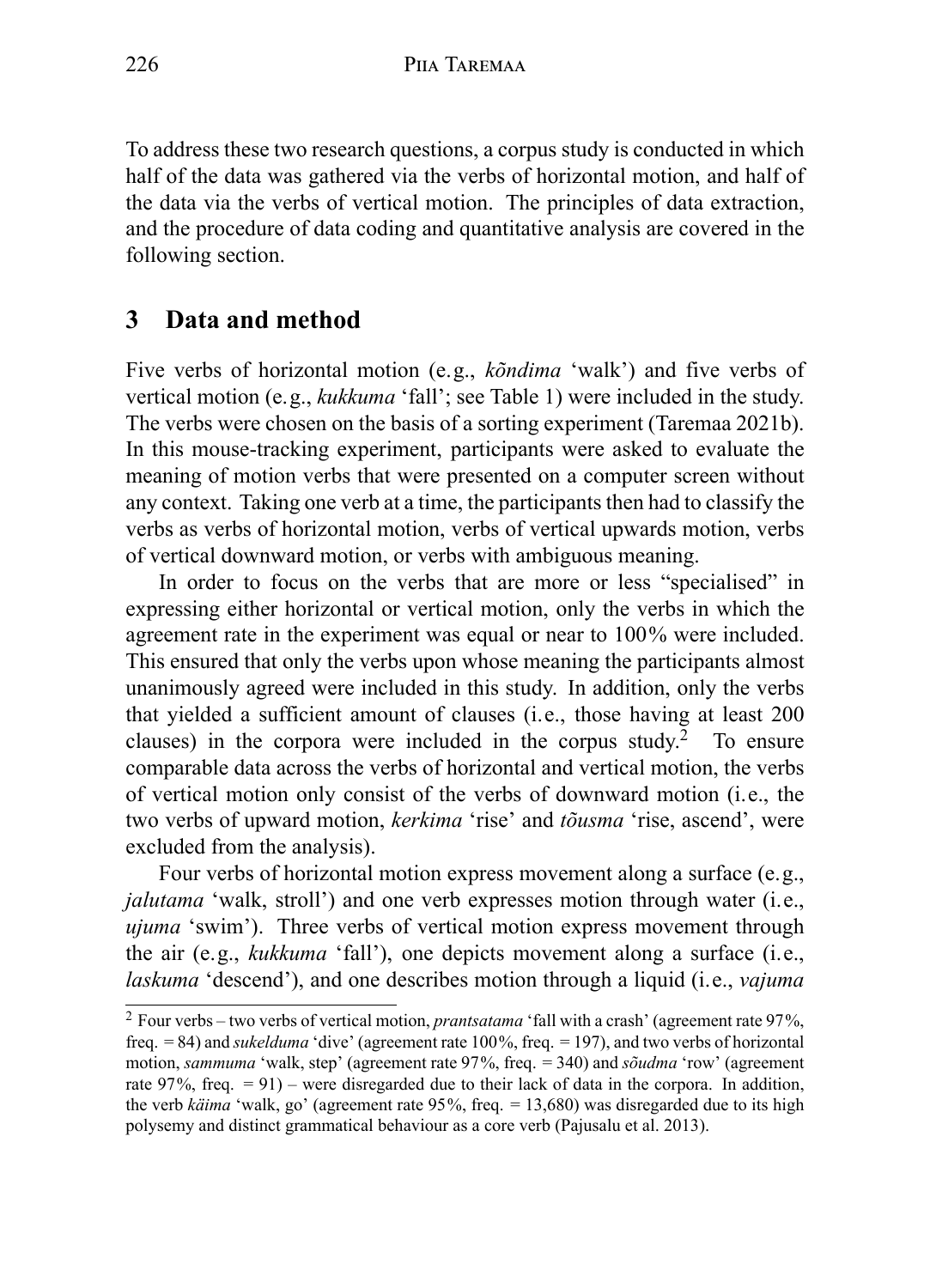To address these two research questions, a corpus study is conducted in which half of the data was gathered via the verbs of horizontal motion, and half of the data via the verbs of vertical motion. The principles of data extraction, and the procedure of data coding and quantitative analysis are covered in the following section.

## 3 Data and method

Five verbs of horizontal motion (e.g., *kõndima* 'walk') and five verbs of vertical motion (e.g., *kukkuma* 'fall'; see Table 1) were included in the study. The verbs were chosen on the basis of a sorting experiment (Taremaa 2021b). In this mouse-tracking experiment, participants were asked to evaluate the meaning of motion verbs that were presented on a computer screen without any context. Taking one verb at a time, the participants then had to classify the verbs as verbs of horizontal motion, verbs of vertical upwards motion, verbs of vertical downward motion, or verbs with ambiguous meaning.

In order to focus on the verbs that are more or less "specialised" in expressing either horizontal or vertical motion, only the verbs in which the agreement rate in the experiment was equal or near to 100% were included. This ensured that only the verbs upon whose meaning the participants almost unanimously agreed were included in this study. In addition, only the verbs that yielded a sufficient amount of clauses (i.e., those having at least 200 clauses) in the corpora were included in the corpus study.[2] To ensure comparable data across the verbs of horizontal and vertical motion, the verbs of vertical motion only consist of the verbs of downward motion (i.e., the two verbs of upward motion, *kerkima* 'rise' and *tõusma* 'rise, ascend', were excluded from the analysis).

Four verbs of horizontal motion express movement along a surface (e.g., *jalutama* 'walk, stroll') and one verb expresses motion through water (i.e., *ujuma* 'swim'). Three verbs of vertical motion express movement through the air (e.g., *kukkuma* 'fall'), one depicts movement along a surface (i.e., *laskuma* 'descend'), and one describes motion through a liquid (i.e., *vajuma*

---

[2] Four verbs – two verbs of vertical motion, *prantsatama* 'fall with a crash' (agreement rate 97%, freq. = 84) and *sukelduma* 'dive' (agreement rate 100%, freq. = 197), and two verbs of horizontal motion, *sammuma* 'walk, step' (agreement rate 97%, freq. = 340) and *sõudma* 'row' (agreement rate 97%, freq. = 91) – were disregarded due to their lack of data in the corpora. In addition, the verb *käima* 'walk, go' (agreement rate 95%, freq. = 13,680) was disregarded due to its high polysemy and distinct grammatical behaviour as a core verb (Pajusalu et al. 2013).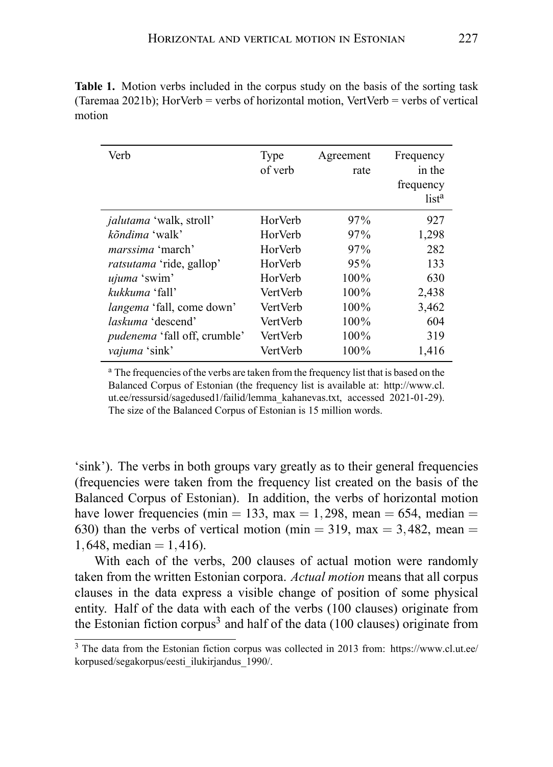**Table 1.** Motion verbs included in the corpus study on the basis of the sorting task (Taremaa 2021b); HorVerb = verbs of horizontal motion, VertVerb = verbs of vertical motion

| Verb | Type of verb | Agreement rate | Frequency in the frequency list[a] |
|---|---|---|---|
| *jalutama* 'walk, stroll' | HorVerb | 97% | 927 |
| *kõndima* 'walk' | HorVerb | 97% | 1,298 |
| *marssima* 'march' | HorVerb | 97% | 282 |
| *ratsutama* 'ride, gallop' | HorVerb | 95% | 133 |
| *ujuma* 'swim' | HorVerb | 100% | 630 |
| *kukkuma* 'fall' | VertVerb | 100% | 2,438 |
| *langema* 'fall, come down' | VertVerb | 100% | 3,462 |
| *laskuma* 'descend' | VertVerb | 100% | 604 |
| *pudenema* 'fall off, crumble' | VertVerb | 100% | 319 |
| *vajuma* 'sink' | VertVerb | 100% | 1,416 |

[a] The frequencies of the verbs are taken from the frequency list that is based on the Balanced Corpus of Estonian (the frequency list is available at: http://www.cl.ut.ee/ressursid/sagedused1/failid/lemma_kahanevas.txt, accessed 2021-01-29). The size of the Balanced Corpus of Estonian is 15 million words.

'sink'). The verbs in both groups vary greatly as to their general frequencies (frequencies were taken from the frequency list created on the basis of the Balanced Corpus of Estonian). In addition, the verbs of horizontal motion have lower frequencies (min $= 133$, max $= 1,298$, mean $= 654$, median $=$ $630$) than the verbs of vertical motion (min $= 319$, max $= 3,482$, mean $=$ $1,648$, median $= 1,416$).

With each of the verbs, 200 clauses of actual motion were randomly taken from the written Estonian corpora. *Actual motion* means that all corpus clauses in the data express a visible change of position of some physical entity. Half of the data with each of the verbs (100 clauses) originate from the Estonian fiction corpus[3] and half of the data (100 clauses) originate from

[3] The data from the Estonian fiction corpus was collected in 2013 from: https://www.cl.ut.ee/korpused/segakorpus/eesti_ilukirjandus_1990/.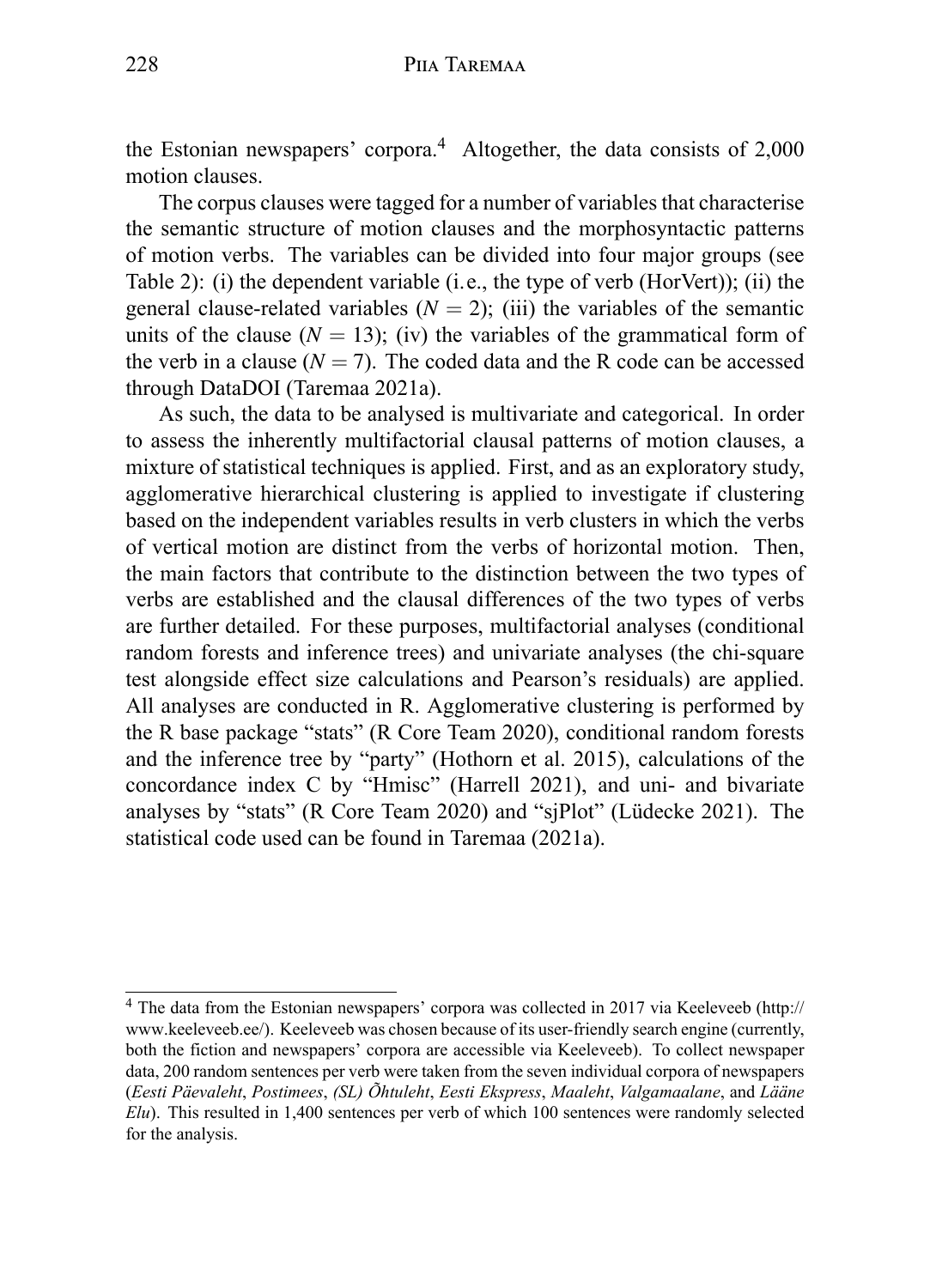the Estonian newspapers' corpora.[4] Altogether, the data consists of 2,000 motion clauses.

The corpus clauses were tagged for a number of variables that characterise the semantic structure of motion clauses and the morphosyntactic patterns of motion verbs. The variables can be divided into four major groups (see Table 2): (i) the dependent variable (i.e., the type of verb (HorVert)); (ii) the general clause-related variables ($N = 2$); (iii) the variables of the semantic units of the clause ($N = 13$); (iv) the variables of the grammatical form of the verb in a clause ($N = 7$). The coded data and the R code can be accessed through DataDOI (Taremaa 2021a).

As such, the data to be analysed is multivariate and categorical. In order to assess the inherently multifactorial clausal patterns of motion clauses, a mixture of statistical techniques is applied. First, and as an exploratory study, agglomerative hierarchical clustering is applied to investigate if clustering based on the independent variables results in verb clusters in which the verbs of vertical motion are distinct from the verbs of horizontal motion. Then, the main factors that contribute to the distinction between the two types of verbs are established and the clausal differences of the two types of verbs are further detailed. For these purposes, multifactorial analyses (conditional random forests and inference trees) and univariate analyses (the chi-square test alongside effect size calculations and Pearson's residuals) are applied. All analyses are conducted in R. Agglomerative clustering is performed by the R base package "stats" (R Core Team 2020), conditional random forests and the inference tree by "party" (Hothorn et al. 2015), calculations of the concordance index C by "Hmisc" (Harrell 2021), and uni- and bivariate analyses by "stats" (R Core Team 2020) and "sjPlot" (Lüdecke 2021). The statistical code used can be found in Taremaa (2021a).

---

[4] The data from the Estonian newspapers' corpora was collected in 2017 via Keeleveeb (http://www.keeleveeb.ee/). Keeleveeb was chosen because of its user-friendly search engine (currently, both the fiction and newspapers' corpora are accessible via Keeleveeb). To collect newspaper data, 200 random sentences per verb were taken from the seven individual corpora of newspapers (*Eesti Päevaleht*, *Postimees*, *(SL) Õhtuleht*, *Eesti Ekspress*, *Maaleht*, *Valgamaalane*, and *Lääne Elu*). This resulted in 1,400 sentences per verb of which 100 sentences were randomly selected for the analysis.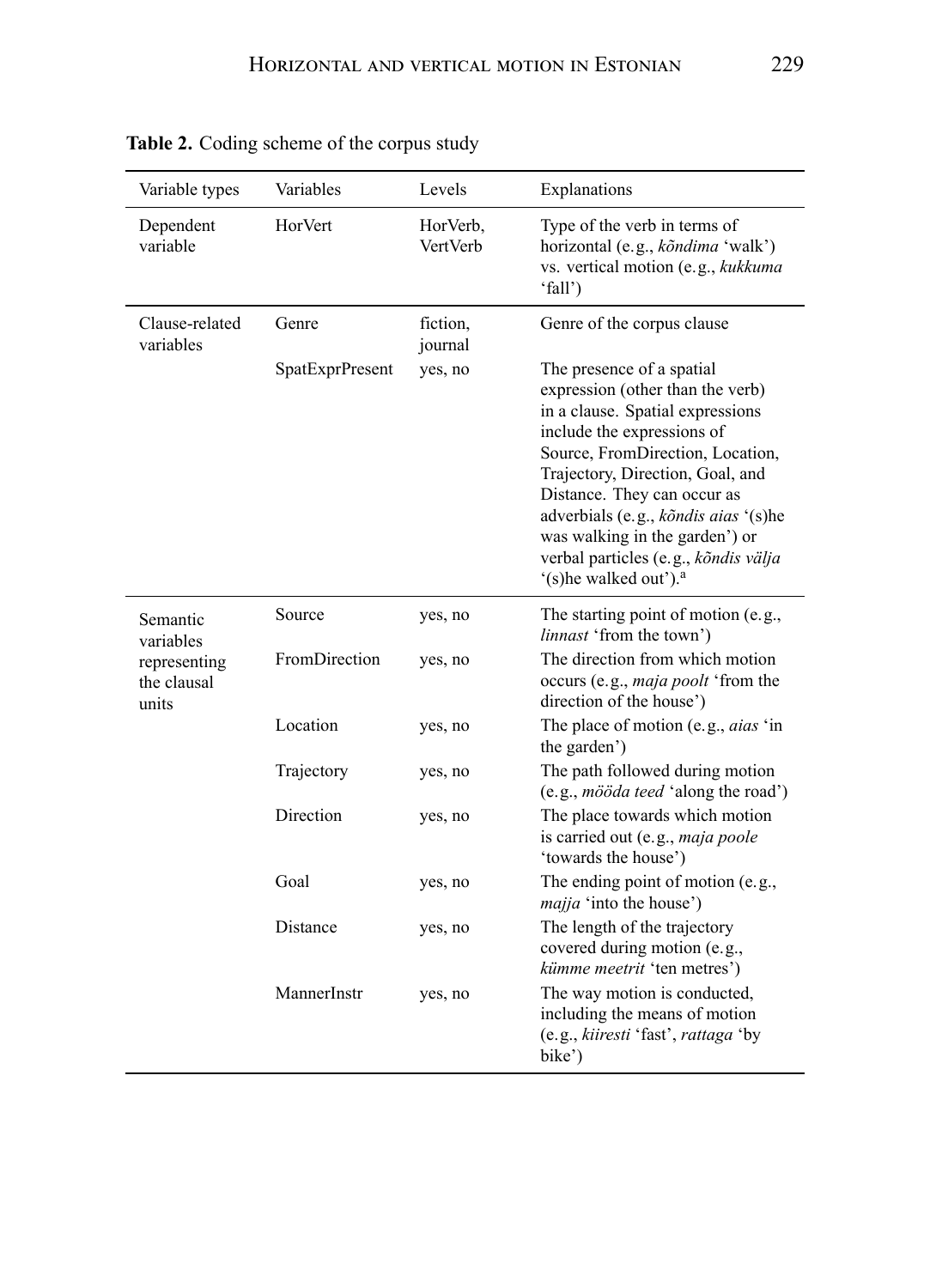**Table 2.** Coding scheme of the corpus study

| Variable types | Variables | Levels | Explanations |
|---|---|---|---|
| Dependent variable | HorVert | HorVerb, VertVerb | Type of the verb in terms of horizontal (e.g., *kõndima* 'walk') vs. vertical motion (e.g., *kukkuma* 'fall') |
| Clause-related variables | Genre | fiction, journal | Genre of the corpus clause |
| | SpatExprPresent | yes, no | The presence of a spatial expression (other than the verb) in a clause. Spatial expressions include the expressions of Source, FromDirection, Location, Trajectory, Direction, Goal, and Distance. They can occur as adverbials (e.g., *kõndis aias* '(s)he was walking in the garden') or verbal particles (e.g., *kõndis välja* '(s)he walked out').[a] |
| Semantic variables representing the clausal units | Source | yes, no | The starting point of motion (e.g., *linnast* 'from the town') |
| | FromDirection | yes, no | The direction from which motion occurs (e.g., *maja poolt* 'from the direction of the house') |
| | Location | yes, no | The place of motion (e.g., *aias* 'in the garden') |
| | Trajectory | yes, no | The path followed during motion (e.g., *mööda teed* 'along the road') |
| | Direction | yes, no | The place towards which motion is carried out (e.g., *maja poole* 'towards the house') |
| | Goal | yes, no | The ending point of motion (e.g., *majja* 'into the house') |
| | Distance | yes, no | The length of the trajectory covered during motion (e.g., *kümme meetrit* 'ten metres') |
| | MannerInstr | yes, no | The way motion is conducted, including the means of motion (e.g., *kiiresti* 'fast', *rattaga* 'by bike') |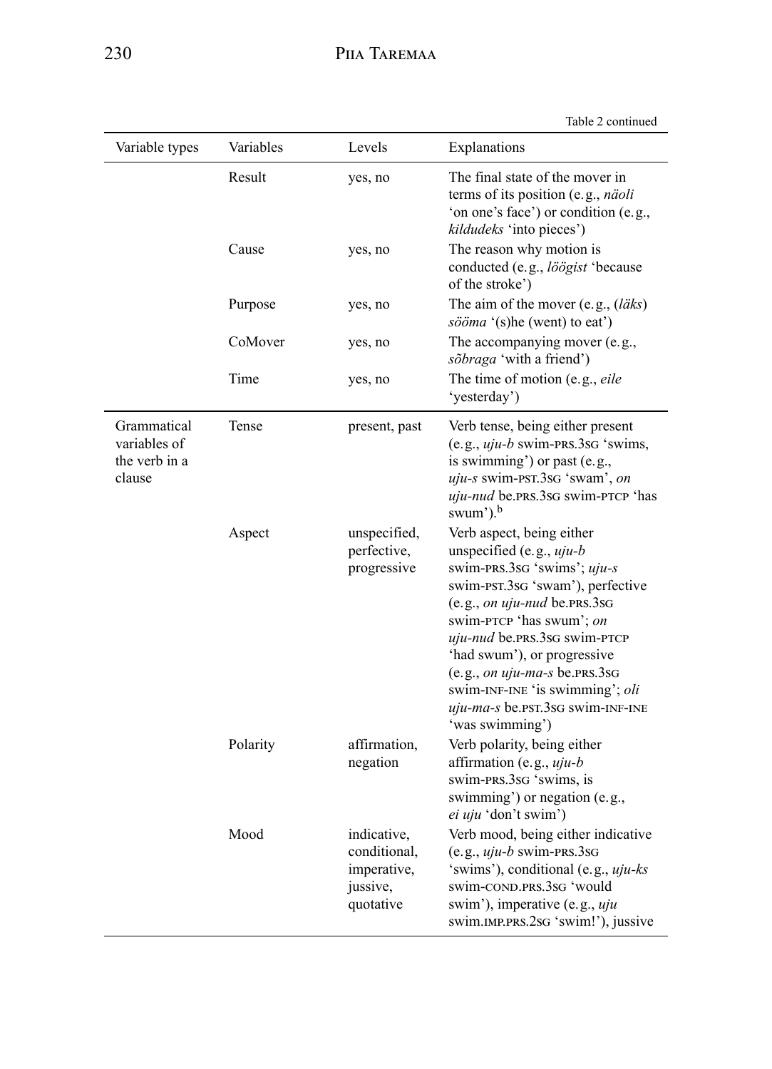Table 2 continued

| Variable types | Variables | Levels | Explanations |
|---|---|---|---|
| | Result | yes, no | The final state of the mover in terms of its position (e.g., *näoli* 'on one's face') or condition (e.g., *kildudeks* 'into pieces') |
| | Cause | yes, no | The reason why motion is conducted (e.g., *löögist* 'because of the stroke') |
| | Purpose | yes, no | The aim of the mover (e.g., (*läks*) *sööma* '(s)he (went) to eat') |
| | CoMover | yes, no | The accompanying mover (e.g., *sõbraga* 'with a friend') |
| | Time | yes, no | The time of motion (e.g., *eile* 'yesterday') |
| Grammatical variables of the verb in a clause | Tense | present, past | Verb tense, being either present (e.g., *uju-b* swim-PRS.3SG 'swims, is swimming') or past (e.g., *uju-s* swim-PST.3SG 'swam', *on uju-nud* be.PRS.3SG swim-PTCP 'has swum').[b] |
| | Aspect | unspecified, perfective, progressive | Verb aspect, being either unspecified (e.g., *uju-b* swim-PRS.3SG 'swims'; *uju-s* swim-PST.3SG 'swam'), perfective (e.g., *on uju-nud* be.PRS.3SG swim-PTCP 'has swum'; *on uju-nud* be.PRS.3SG swim-PTCP 'had swum'), or progressive (e.g., *on uju-ma-s* be.PRS.3SG swim-INF-INE 'is swimming'; *oli uju-ma-s* be.PST.3SG swim-INF-INE 'was swimming') |
| | Polarity | affirmation, negation | Verb polarity, being either affirmation (e.g., *uju-b* swim-PRS.3SG 'swims, is swimming') or negation (e.g., *ei uju* 'don't swim') |
| | Mood | indicative, conditional, imperative, jussive, quotative | Verb mood, being either indicative (e.g., *uju-b* swim-PRS.3SG 'swims'), conditional (e.g., *uju-ks* swim-COND.PRS.3SG 'would swim'), imperative (e.g., *uju* swim.IMP.PRS.2SG 'swim!'), jussive |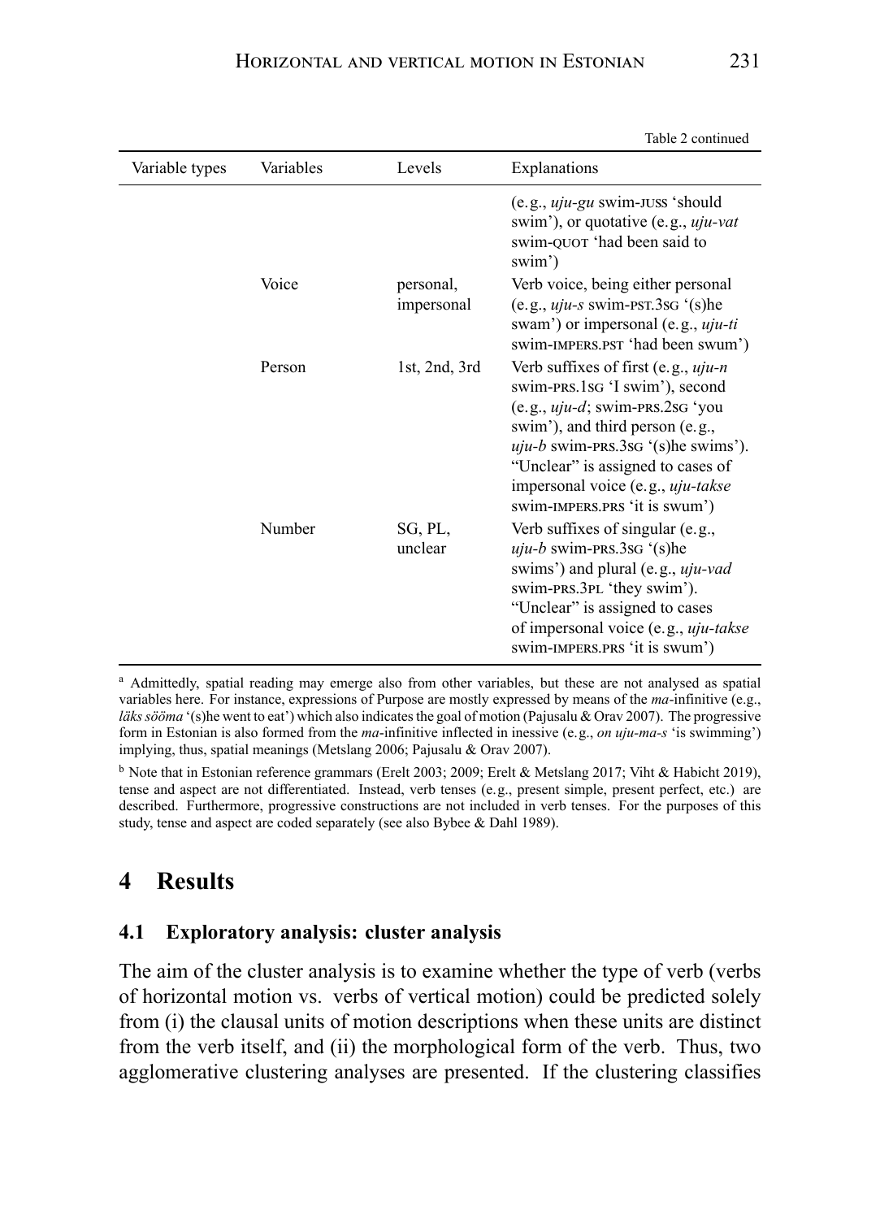Table 2 continued

| Variable types | Variables | Levels | Explanations |
|---|---|---|---|
| | | | (e.g., *uju-gu* swim-JUSS 'should swim'), or quotative (e.g., *uju-vat* swim-QUOT 'had been said to swim') |
| | Voice | personal, impersonal | Verb voice, being either personal (e.g., *uju-s* swim-PST.3SG '(s)he swam') or impersonal (e.g., *uju-ti* swim-IMPERS.PST 'had been swum') |
| | Person | 1st, 2nd, 3rd | Verb suffixes of first (e.g., *uju-n* swim-PRS.1SG 'I swim'), second (e.g., *uju-d*; swim-PRS.2SG 'you swim'), and third person (e.g., *uju-b* swim-PRS.3SG '(s)he swims'). "Unclear" is assigned to cases of impersonal voice (e.g., *uju-takse* swim-IMPERS.PRS 'it is swum') |
| | Number | SG, PL, unclear | Verb suffixes of singular (e.g., *uju-b* swim-PRS.3SG '(s)he swims') and plural (e.g., *uju-vad* swim-PRS.3PL 'they swim'). "Unclear" is assigned to cases of impersonal voice (e.g., *uju-takse* swim-IMPERS.PRS 'it is swum') |

[a] Admittedly, spatial reading may emerge also from other variables, but these are not analysed as spatial variables here. For instance, expressions of Purpose are mostly expressed by means of the *ma*-infinitive (e.g., *läks sööma* '(s)he went to eat') which also indicates the goal of motion (Pajusalu & Orav 2007). The progressive form in Estonian is also formed from the *ma*-infinitive inflected in inessive (e.g., *on uju-ma-s* 'is swimming') implying, thus, spatial meanings (Metslang 2006; Pajusalu & Orav 2007).

[b] Note that in Estonian reference grammars (Erelt 2003; 2009; Erelt & Metslang 2017; Viht & Habicht 2019), tense and aspect are not differentiated. Instead, verb tenses (e.g., present simple, present perfect, etc.) are described. Furthermore, progressive constructions are not included in verb tenses. For the purposes of this study, tense and aspect are coded separately (see also Bybee & Dahl 1989).

# 4 Results

## 4.1 Exploratory analysis: cluster analysis

The aim of the cluster analysis is to examine whether the type of verb (verbs of horizontal motion vs. verbs of vertical motion) could be predicted solely from (i) the clausal units of motion descriptions when these units are distinct from the verb itself, and (ii) the morphological form of the verb. Thus, two agglomerative clustering analyses are presented. If the clustering classifies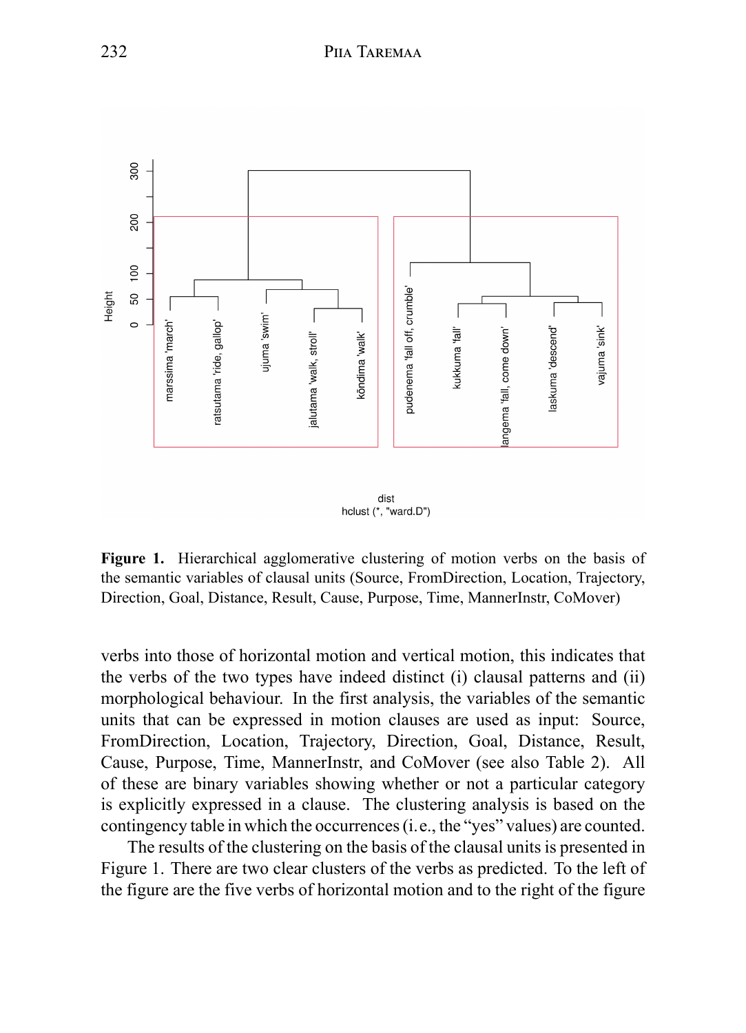**Figure 1.** Hierarchical agglomerative clustering of motion verbs on the basis of the semantic variables of clausal units (Source, FromDirection, Location, Trajectory, Direction, Goal, Distance, Result, Cause, Purpose, Time, MannerInstr, CoMover)

verbs into those of horizontal motion and vertical motion, this indicates that the verbs of the two types have indeed distinct (i) clausal patterns and (ii) morphological behaviour. In the first analysis, the variables of the semantic units that can be expressed in motion clauses are used as input: Source, FromDirection, Location, Trajectory, Direction, Goal, Distance, Result, Cause, Purpose, Time, MannerInstr, and CoMover (see also Table 2). All of these are binary variables showing whether or not a particular category is explicitly expressed in a clause. The clustering analysis is based on the contingency table in which the occurrences (i. e., the "yes" values) are counted.

The results of the clustering on the basis of the clausal units is presented in Figure 1. There are two clear clusters of the verbs as predicted. To the left of the figure are the five verbs of horizontal motion and to the right of the figure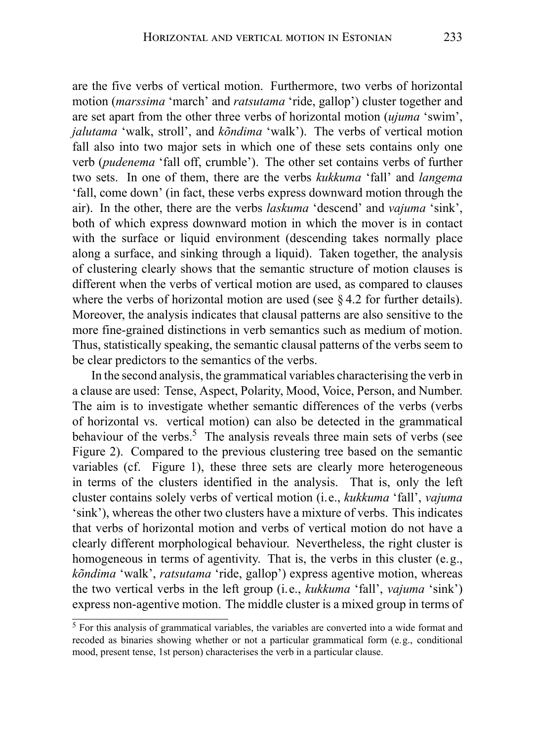are the five verbs of vertical motion. Furthermore, two verbs of horizontal motion (*marssima* 'march' and *ratsutama* 'ride, gallop') cluster together and are set apart from the other three verbs of horizontal motion (*ujuma* 'swim', *jalutama* 'walk, stroll', and *kõndima* 'walk'). The verbs of vertical motion fall also into two major sets in which one of these sets contains only one verb (*pudenema* 'fall off, crumble'). The other set contains verbs of further two sets. In one of them, there are the verbs *kukkuma* 'fall' and *langema* 'fall, come down' (in fact, these verbs express downward motion through the air). In the other, there are the verbs *laskuma* 'descend' and *vajuma* 'sink', both of which express downward motion in which the mover is in contact with the surface or liquid environment (descending takes normally place along a surface, and sinking through a liquid). Taken together, the analysis of clustering clearly shows that the semantic structure of motion clauses is different when the verbs of vertical motion are used, as compared to clauses where the verbs of horizontal motion are used (see § 4.2 for further details). Moreover, the analysis indicates that clausal patterns are also sensitive to the more fine-grained distinctions in verb semantics such as medium of motion. Thus, statistically speaking, the semantic clausal patterns of the verbs seem to be clear predictors to the semantics of the verbs.

In the second analysis, the grammatical variables characterising the verb in a clause are used: Tense, Aspect, Polarity, Mood, Voice, Person, and Number. The aim is to investigate whether semantic differences of the verbs (verbs of horizontal vs. vertical motion) can also be detected in the grammatical behaviour of the verbs.[5] The analysis reveals three main sets of verbs (see Figure 2). Compared to the previous clustering tree based on the semantic variables (cf. Figure 1), these three sets are clearly more heterogeneous in terms of the clusters identified in the analysis. That is, only the left cluster contains solely verbs of vertical motion (i.e., *kukkuma* 'fall', *vajuma* 'sink'), whereas the other two clusters have a mixture of verbs. This indicates that verbs of horizontal motion and verbs of vertical motion do not have a clearly different morphological behaviour. Nevertheless, the right cluster is homogeneous in terms of agentivity. That is, the verbs in this cluster (e.g., *kõndima* 'walk', *ratsutama* 'ride, gallop') express agentive motion, whereas the two vertical verbs in the left group (i.e., *kukkuma* 'fall', *vajuma* 'sink') express non-agentive motion. The middle cluster is a mixed group in terms of

[5] For this analysis of grammatical variables, the variables are converted into a wide format and recoded as binaries showing whether or not a particular grammatical form (e.g., conditional mood, present tense, 1st person) characterises the verb in a particular clause.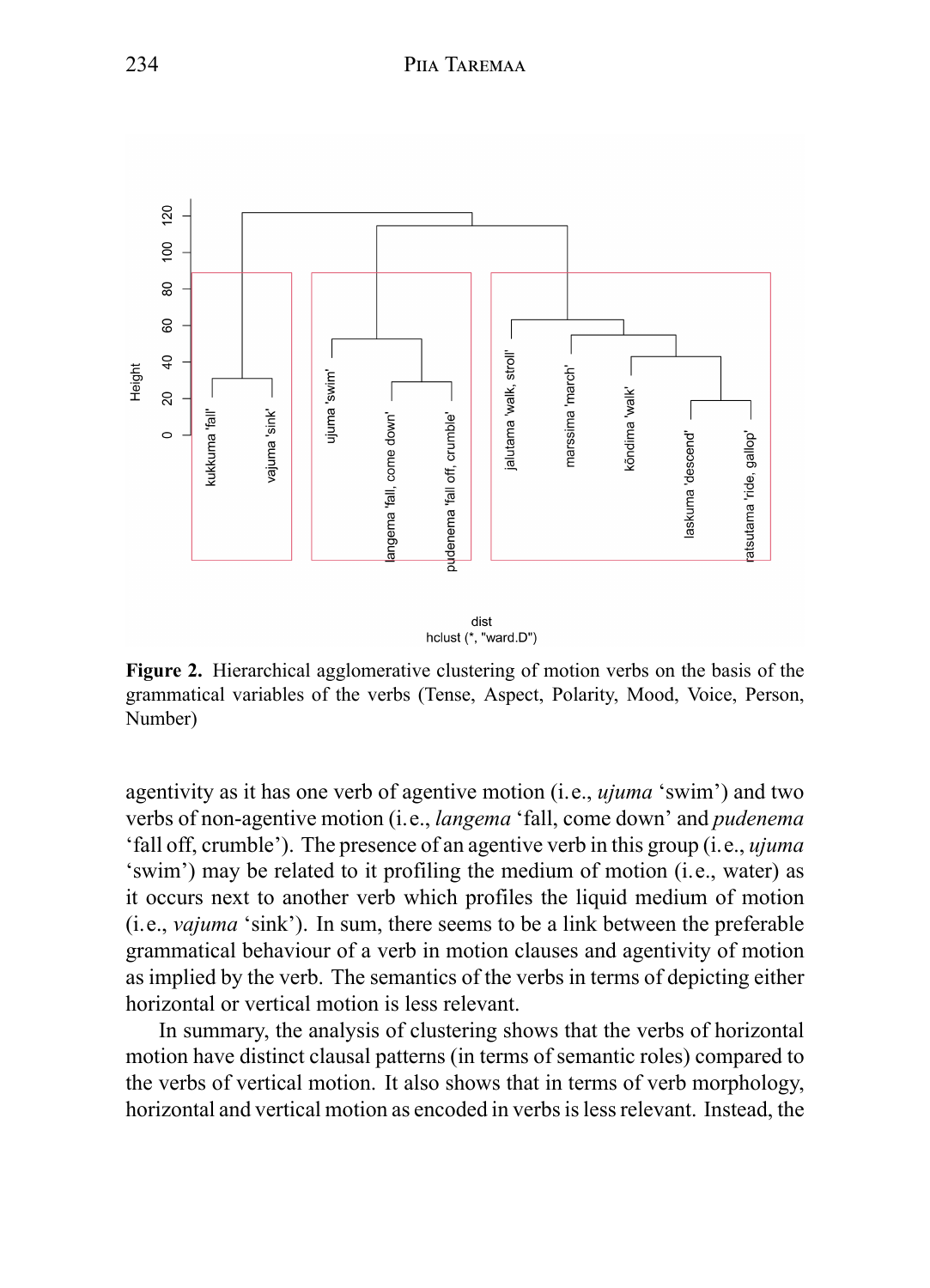**Figure 2.** Hierarchical agglomerative clustering of motion verbs on the basis of the grammatical variables of the verbs (Tense, Aspect, Polarity, Mood, Voice, Person, Number)

agentivity as it has one verb of agentive motion (i.e., *ujuma* 'swim') and two verbs of non-agentive motion (i.e., *langema* 'fall, come down' and *pudenema* 'fall off, crumble'). The presence of an agentive verb in this group (i.e., *ujuma* 'swim') may be related to it profiling the medium of motion (i.e., water) as it occurs next to another verb which profiles the liquid medium of motion (i.e., *vajuma* 'sink'). In sum, there seems to be a link between the preferable grammatical behaviour of a verb in motion clauses and agentivity of motion as implied by the verb. The semantics of the verbs in terms of depicting either horizontal or vertical motion is less relevant.

In summary, the analysis of clustering shows that the verbs of horizontal motion have distinct clausal patterns (in terms of semantic roles) compared to the verbs of vertical motion. It also shows that in terms of verb morphology, horizontal and vertical motion as encoded in verbs is less relevant. Instead, the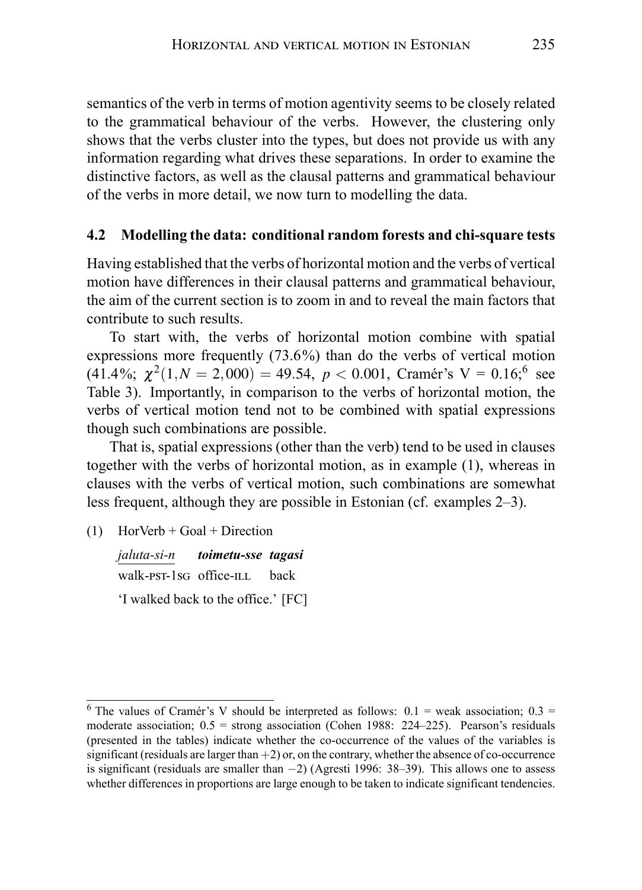semantics of the verb in terms of motion agentivity seems to be closely related to the grammatical behaviour of the verbs. However, the clustering only shows that the verbs cluster into the types, but does not provide us with any information regarding what drives these separations. In order to examine the distinctive factors, as well as the clausal patterns and grammatical behaviour of the verbs in more detail, we now turn to modelling the data.

### 4.2 Modelling the data: conditional random forests and chi-square tests

Having established that the verbs of horizontal motion and the verbs of vertical motion have differences in their clausal patterns and grammatical behaviour, the aim of the current section is to zoom in and to reveal the main factors that contribute to such results.

To start with, the verbs of horizontal motion combine with spatial expressions more frequently (73.6%) than do the verbs of vertical motion (41.4%; $\chi^2(1, N = 2{,}000) = 49.54$, $p < 0.001$, Cramér's V = 0.16;[6] see Table 3). Importantly, in comparison to the verbs of horizontal motion, the verbs of vertical motion tend not to be combined with spatial expressions though such combinations are possible.

That is, spatial expressions (other than the verb) tend to be used in clauses together with the verbs of horizontal motion, as in example (1), whereas in clauses with the verbs of vertical motion, such combinations are somewhat less frequent, although they are possible in Estonian (cf. examples 2–3).

(1) HorVerb + Goal + Direction

*jaluta-si-n* ***toimetu-sse*** ***tagasi***
walk-PST-1SG office-ILL back
'I walked back to the office.' [FC]

---

[6] The values of Cramér's V should be interpreted as follows: 0.1 = weak association; 0.3 = moderate association; 0.5 = strong association (Cohen 1988: 224–225). Pearson's residuals (presented in the tables) indicate whether the co-occurrence of the values of the variables is significant (residuals are larger than +2) or, on the contrary, whether the absence of co-occurrence is significant (residuals are smaller than −2) (Agresti 1996: 38–39). This allows one to assess whether differences in proportions are large enough to be taken to indicate significant tendencies.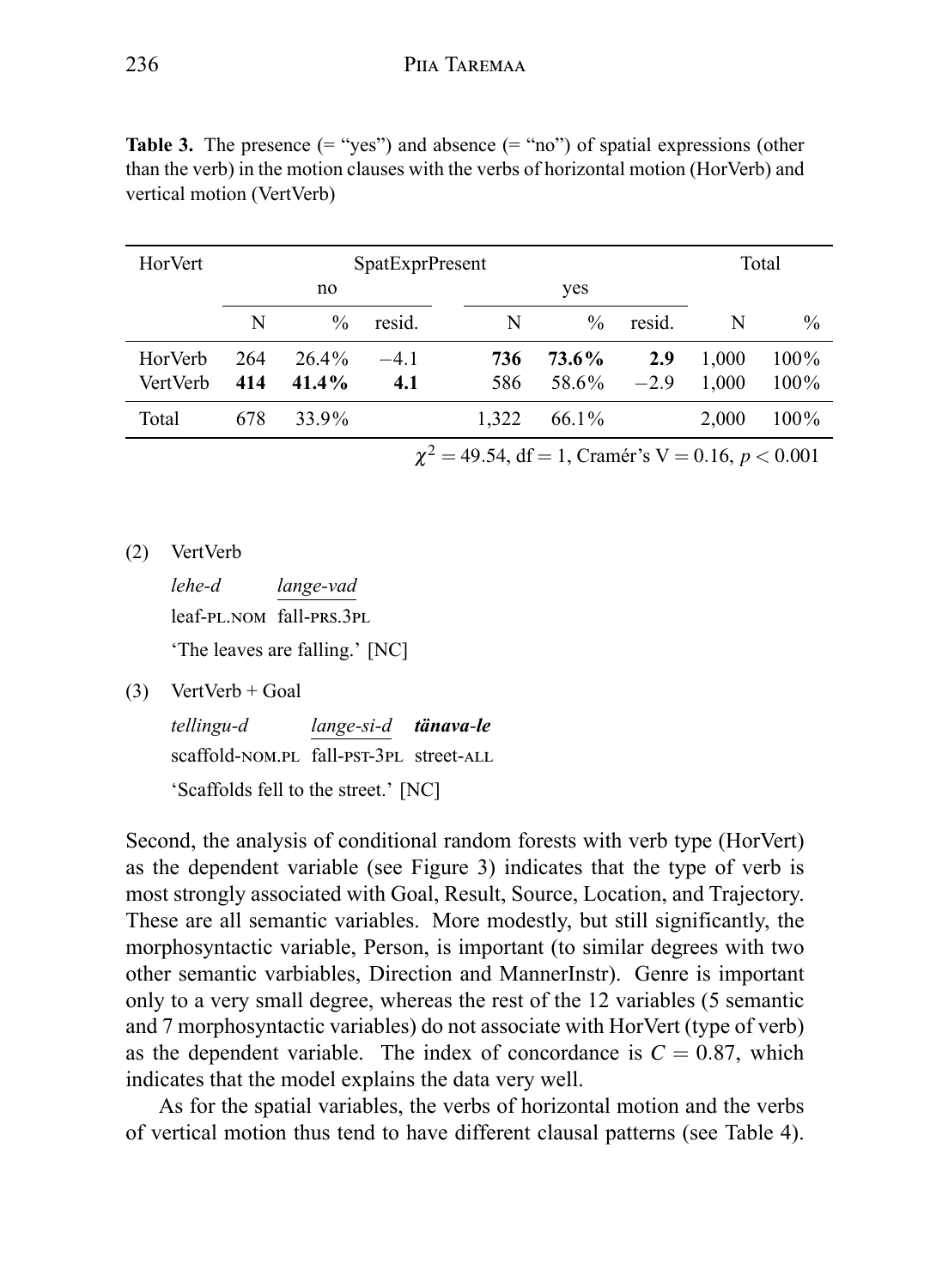**Table 3.** The presence (= "yes") and absence (= "no") of spatial expressions (other than the verb) in the motion clauses with the verbs of horizontal motion (HorVerb) and vertical motion (VertVerb)

| HorVert | SpatExprPresent | | | | | | Total | |
|---|---|---|---|---|---|---|---|---|
| | no | | | yes | | | | |
| | N | % | resid. | N | % | resid. | N | % |
| HorVerb | 264 | 26.4% | −4.1 | **736** | **73.6%** | **2.9** | 1,000 | 100% |
| VertVerb | **414** | **41.4%** | **4.1** | 586 | 58.6% | −2.9 | 1,000 | 100% |
| Total | 678 | 33.9% | | 1,322 | 66.1% | | 2,000 | 100% |

$\chi^2 = 49.54$, df = 1, Cramér's V = 0.16, $p < 0.001$

(2) VertVerb

*lehe-d* *lange-vad*
leaf-PL.NOM fall-PRS.3PL
'The leaves are falling.' [NC]

(3) VertVerb + Goal

*tellingu-d* *lange-si-d* ***tänava-le***
scaffold-NOM.PL fall-PST-3PL street-ALL
'Scaffolds fell to the street.' [NC]

Second, the analysis of conditional random forests with verb type (HorVert) as the dependent variable (see Figure 3) indicates that the type of verb is most strongly associated with Goal, Result, Source, Location, and Trajectory. These are all semantic variables. More modestly, but still significantly, the morphosyntactic variable, Person, is important (to similar degrees with two other semantic varbiables, Direction and MannerInstr). Genre is important only to a very small degree, whereas the rest of the 12 variables (5 semantic and 7 morphosyntactic variables) do not associate with HorVert (type of verb) as the dependent variable. The index of concordance is $C = 0.87$, which indicates that the model explains the data very well.

As for the spatial variables, the verbs of horizontal motion and the verbs of vertical motion thus tend to have different clausal patterns (see Table 4).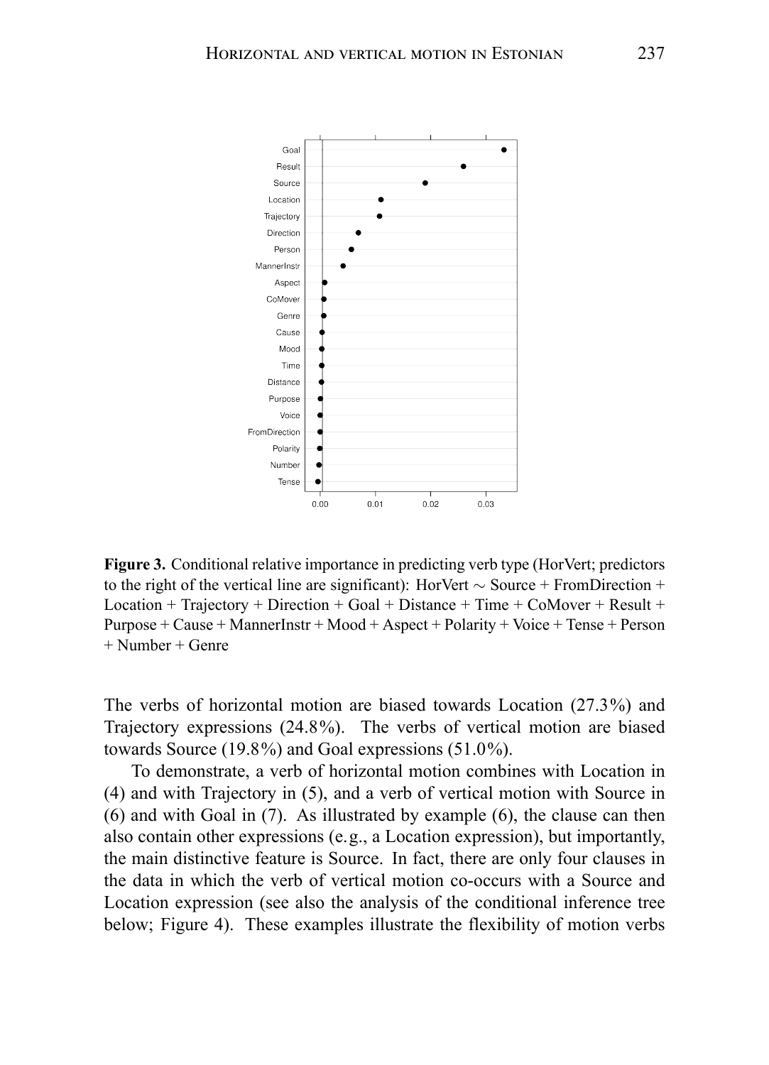**Figure 3.** Conditional relative importance in predicting verb type (HorVert; predictors to the right of the vertical line are significant): HorVert ~ Source + FromDirection + Location + Trajectory + Direction + Goal + Distance + Time + CoMover + Result + Purpose + Cause + MannerInstr + Mood + Aspect + Polarity + Voice + Tense + Person + Number + Genre

The verbs of horizontal motion are biased towards Location (27.3%) and Trajectory expressions (24.8%). The verbs of vertical motion are biased towards Source (19.8%) and Goal expressions (51.0%).

To demonstrate, a verb of horizontal motion combines with Location in (4) and with Trajectory in (5), and a verb of vertical motion with Source in (6) and with Goal in (7). As illustrated by example (6), the clause can then also contain other expressions (e.g., a Location expression), but importantly, the main distinctive feature is Source. In fact, there are only four clauses in the data in which the verb of vertical motion co-occurs with a Source and Location expression (see also the analysis of the conditional inference tree below; Figure 4). These examples illustrate the flexibility of motion verbs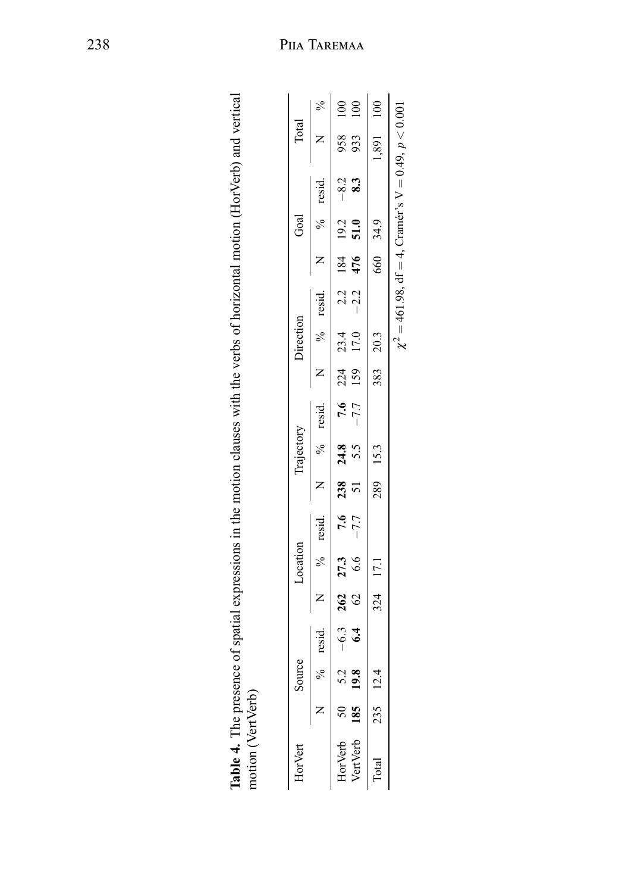**Table 4.** The presence of spatial expressions in the motion clauses with the verbs of horizontal motion (HorVerb) and vertical motion (VertVerb)

| HorVert | Source | | | Location | | | Trajectory | | | Direction | | | Goal | | | Total | |
|---|---|---|---|---|---|---|---|---|---|---|---|---|---|---|---|---|---|
| | N | % | resid. | N | % | resid. | N | % | resid. | N | % | resid. | N | % | resid. | N | % |
| HorVerb | 50 | 5.2 | −6.3 | **262** | **27.3** | **7.6** | **238** | **24.8** | **7.6** | 224 | 23.4 | 2.2 | 184 | 19.2 | −8.2 | 958 | 100 |
| VertVerb | **185** | **19.8** | **6.4** | 62 | 6.6 | −7.7 | 51 | 5.5 | −7.7 | 159 | 17.0 | −2.2 | **476** | **51.0** | **8.3** | 933 | 100 |
| Total | 235 | 12.4 | | 324 | 17.1 | | 289 | 15.3 | | 383 | 20.3 | | 660 | 34.9 | | 1,891 | 100 |

$\chi^2 = 461.98$, df $= 4$, Cramér's V $= 0.49$, $p < 0.001$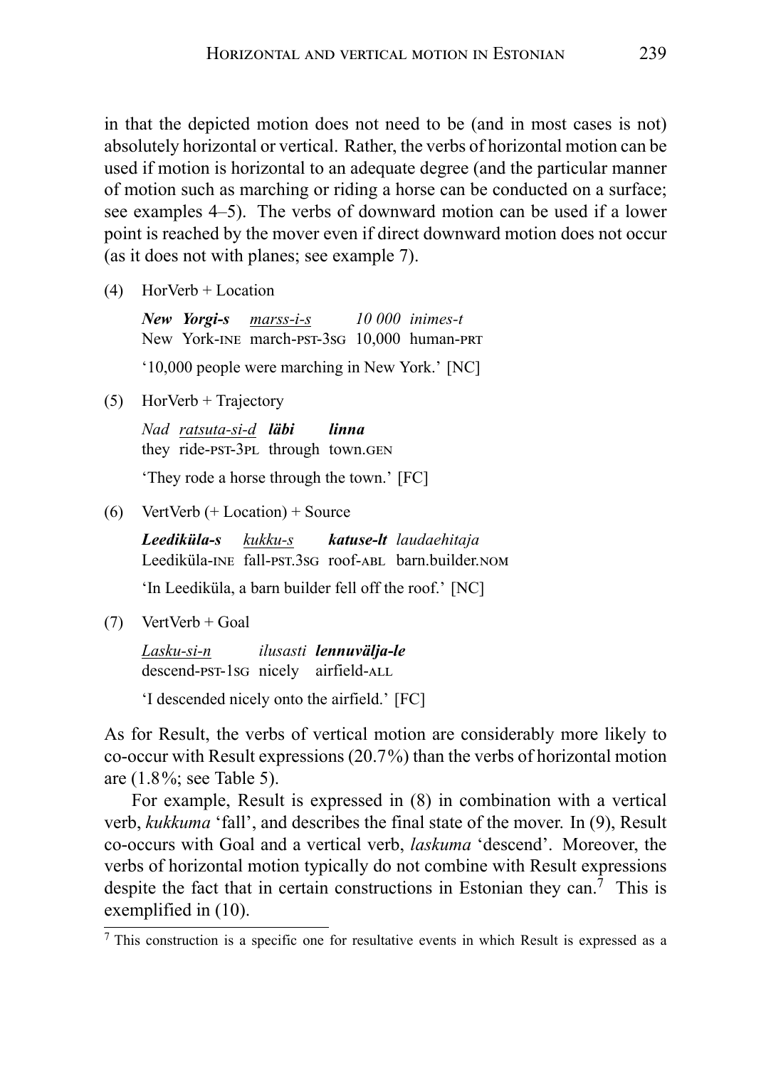in that the depicted motion does not need to be (and in most cases is not) absolutely horizontal or vertical. Rather, the verbs of horizontal motion can be used if motion is horizontal to an adequate degree (and the particular manner of motion such as marching or riding a horse can be conducted on a surface; see examples 4–5). The verbs of downward motion can be used if a lower point is reached by the mover even if direct downward motion does not occur (as it does not with planes; see example 7).

(4) HorVerb + Location

*__New Yorgi-s__ marss-i-s 10 000 inimes-t*
New York-INE march-PST-3SG 10,000 human-PRT

'10,000 people were marching in New York.' [NC]

(5) HorVerb + Trajectory

*Nad ratsuta-si-d __läbi linna__*
they ride-PST-3PL through town.GEN

'They rode a horse through the town.' [FC]

(6) VertVerb (+ Location) + Source

*__Leediküla-s__ kukku-s __katuse-lt__ laudaehitaja*
Leediküla-INE fall-PST.3SG roof-ABL barn.builder.NOM

'In Leediküla, a barn builder fell off the roof.' [NC]

(7) VertVerb + Goal

*Lasku-si-n ilusasti __lennuvälja-le__*
descend-PST-1SG nicely airfield-ALL

'I descended nicely onto the airfield.' [FC]

As for Result, the verbs of vertical motion are considerably more likely to co-occur with Result expressions (20.7%) than the verbs of horizontal motion are (1.8%; see Table 5).

For example, Result is expressed in (8) in combination with a vertical verb, *kukkuma* 'fall', and describes the final state of the mover. In (9), Result co-occurs with Goal and a vertical verb, *laskuma* 'descend'. Moreover, the verbs of horizontal motion typically do not combine with Result expressions despite the fact that in certain constructions in Estonian they can.[7] This is exemplified in (10).

[7] This construction is a specific one for resultative events in which Result is expressed as a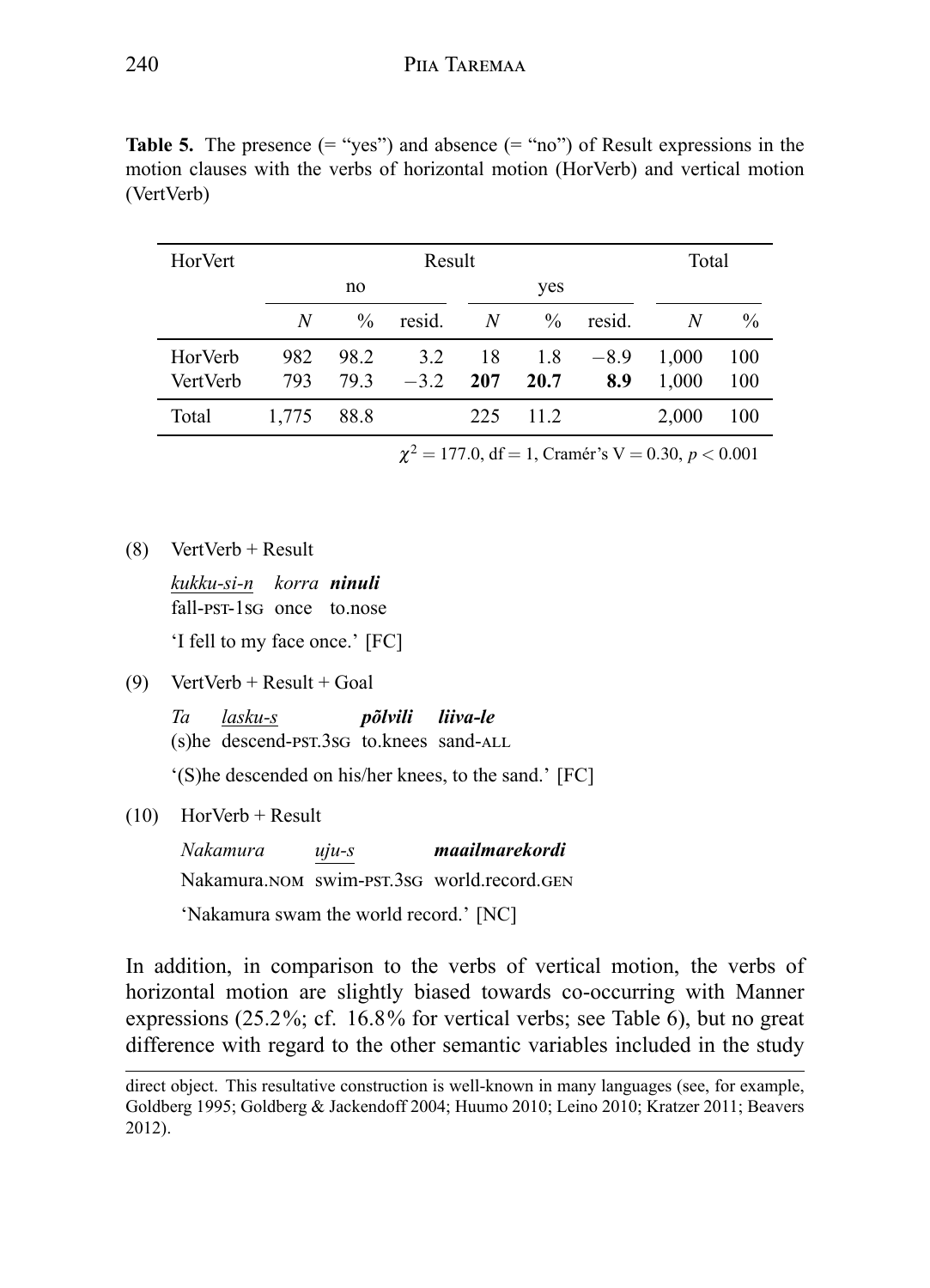**Table 5.** The presence (= "yes") and absence (= "no") of Result expressions in the motion clauses with the verbs of horizontal motion (HorVerb) and vertical motion (VertVerb)

| HorVert | Result | | | | | | Total | |
|---|---|---|---|---|---|---|---|---|
| | no | | | yes | | | | |
| | *N* | % | resid. | *N* | % | resid. | *N* | % |
| HorVerb | 982 | 98.2 | 3.2 | 18 | 1.8 | −8.9 | 1,000 | 100 |
| VertVerb | 793 | 79.3 | −3.2 | **207** | **20.7** | **8.9** | 1,000 | 100 |
| Total | 1,775 | 88.8 | | 225 | 11.2 | | 2,000 | 100 |

$\chi^2 = 177.0$, df = 1, Cramér's V = 0.30, $p < 0.001$

(8) VertVerb + Result

*kukku-si-n* *korra* ***ninuli***
fall-PST-1SG once to.nose

'I fell to my face once.' [FC]

(9) VertVerb + Result + Goal

*Ta* *lasku-s* ***põlvili*** ***liiva-le***
(s)he descend-PST.3SG to.knees sand-ALL

'(S)he descended on his/her knees, to the sand.' [FC]

(10) HorVerb + Result

*Nakamura* *uju-s* ***maailmarekordi***
Nakamura.NOM swim-PST.3SG world.record.GEN

'Nakamura swam the world record.' [NC]

In addition, in comparison to the verbs of vertical motion, the verbs of horizontal motion are slightly biased towards co-occurring with Manner expressions (25.2%; cf. 16.8% for vertical verbs; see Table 6), but no great difference with regard to the other semantic variables included in the study

direct object. This resultative construction is well-known in many languages (see, for example, Goldberg 1995; Goldberg & Jackendoff 2004; Huumo 2010; Leino 2010; Kratzer 2011; Beavers 2012).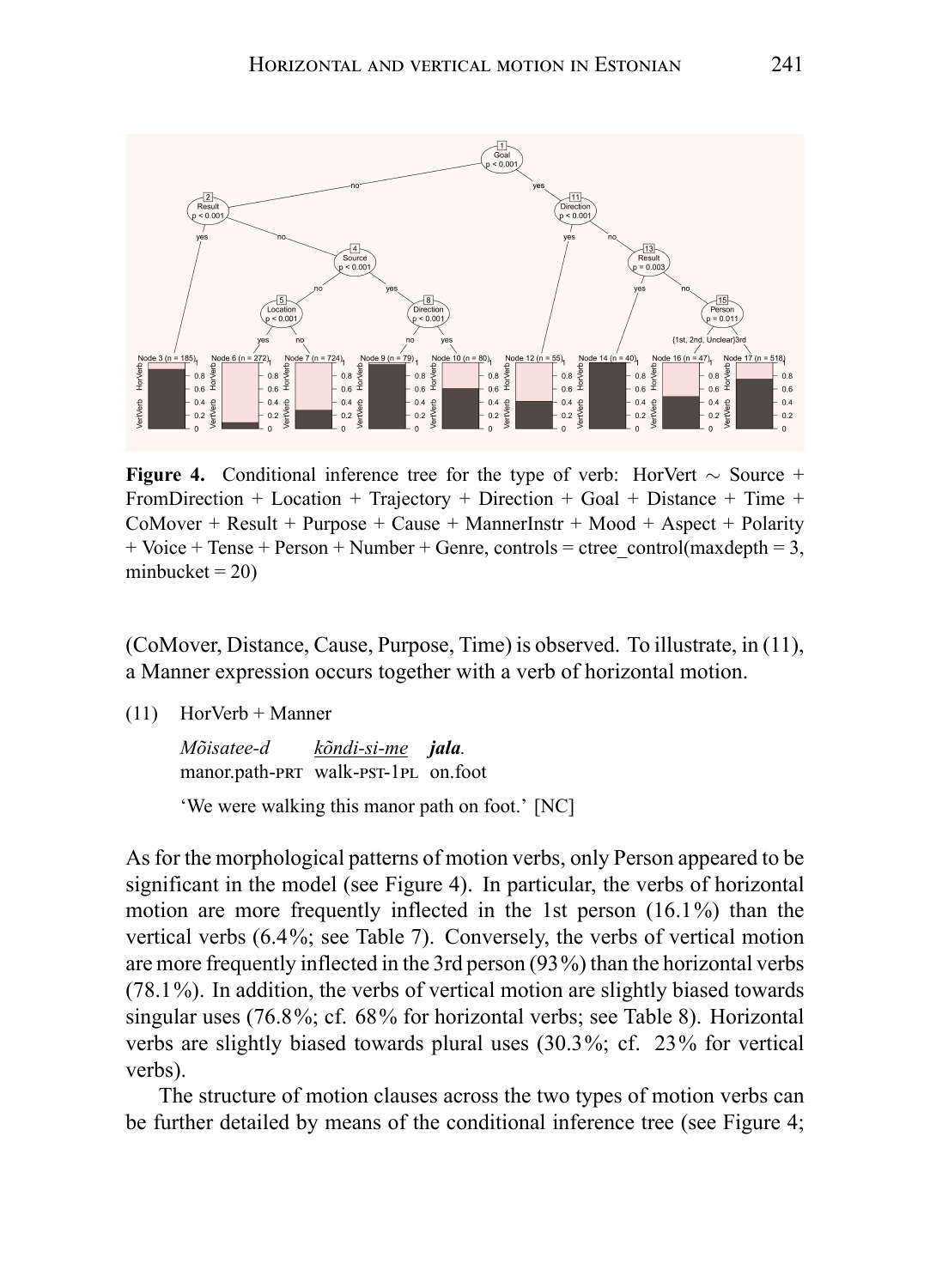**Figure 4.** Conditional inference tree for the type of verb: HorVert ~ Source + FromDirection + Location + Trajectory + Direction + Goal + Distance + Time + CoMover + Result + Purpose + Cause + MannerInstr + Mood + Aspect + Polarity + Voice + Tense + Person + Number + Genre, controls = ctree_control(maxdepth = 3, minbucket = 20)

(CoMover, Distance, Cause, Purpose, Time) is observed. To illustrate, in (11), a Manner expression occurs together with a verb of horizontal motion.

(11) HorVerb + Manner

*Mõisatee-d* <u>*kõndi-si-me*</u> ***jala***.
manor.path-PRT walk-PST-1PL on.foot

'We were walking this manor path on foot.' [NC]

As for the morphological patterns of motion verbs, only Person appeared to be significant in the model (see Figure 4). In particular, the verbs of horizontal motion are more frequently inflected in the 1st person (16.1%) than the vertical verbs (6.4%; see Table 7). Conversely, the verbs of vertical motion are more frequently inflected in the 3rd person (93%) than the horizontal verbs (78.1%). In addition, the verbs of vertical motion are slightly biased towards singular uses (76.8%; cf. 68% for horizontal verbs; see Table 8). Horizontal verbs are slightly biased towards plural uses (30.3%; cf. 23% for vertical verbs).

The structure of motion clauses across the two types of motion verbs can be further detailed by means of the conditional inference tree (see Figure 4;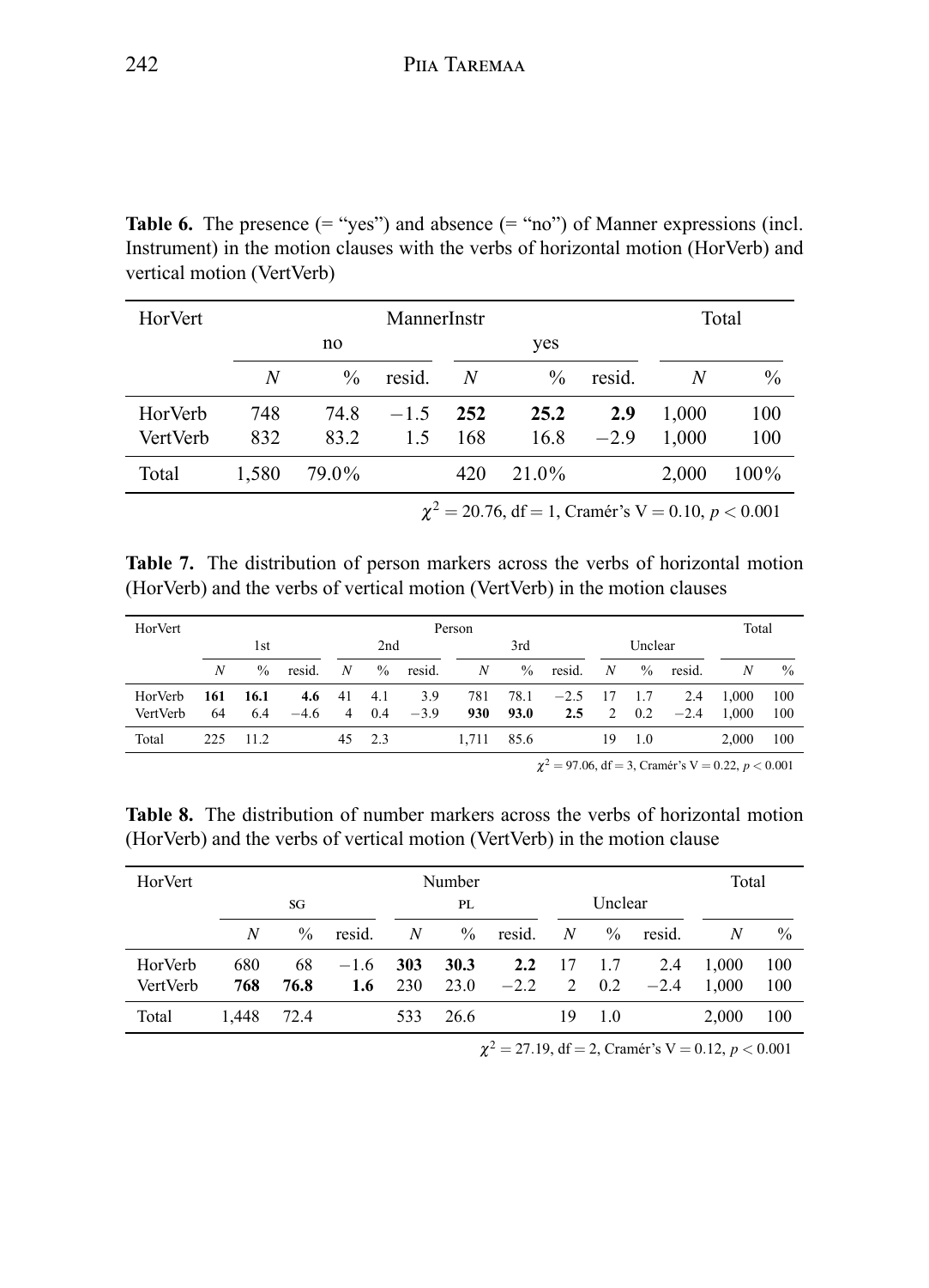**Table 6.** The presence (= "yes") and absence (= "no") of Manner expressions (incl. Instrument) in the motion clauses with the verbs of horizontal motion (HorVerb) and vertical motion (VertVerb)

| HorVert | MannerInstr | | | | | | Total | |
|---|---|---|---|---|---|---|---|---|
| | no | | | yes | | | | |
| | *N* | % | resid. | *N* | % | resid. | *N* | % |
| HorVerb | 748 | 74.8 | −1.5 | **252** | **25.2** | **2.9** | 1,000 | 100 |
| VertVerb | 832 | 83.2 | 1.5 | 168 | 16.8 | −2.9 | 1,000 | 100 |
| Total | 1,580 | 79.0% | | 420 | 21.0% | | 2,000 | 100% |

$\chi^2 = 20.76$, df = 1, Cramér's V = 0.10, $p < 0.001$

**Table 7.** The distribution of person markers across the verbs of horizontal motion (HorVerb) and the verbs of vertical motion (VertVerb) in the motion clauses

| HorVert | Person | | | | | | | | | | | | Total | |
|---|---|---|---|---|---|---|---|---|---|---|---|---|---|---|
| | 1st | | | 2nd | | | 3rd | | | Unclear | | | | |
| | *N* | % | resid. | *N* | % | resid. | *N* | % | resid. | *N* | % | resid. | *N* | % |
| HorVerb | **161** | **16.1** | **4.6** | 41 | 4.1 | 3.9 | 781 | 78.1 | −2.5 | 17 | 1.7 | 2.4 | 1,000 | 100 |
| VertVerb | 64 | 6.4 | −4.6 | 4 | 0.4 | −3.9 | **930** | **93.0** | **2.5** | 2 | 0.2 | −2.4 | 1,000 | 100 |
| Total | 225 | 11.2 | | 45 | 2.3 | | 1,711 | 85.6 | | 19 | 1.0 | | 2,000 | 100 |

$\chi^2 = 97.06$, df = 3, Cramér's V = 0.22, $p < 0.001$

**Table 8.** The distribution of number markers across the verbs of horizontal motion (HorVerb) and the verbs of vertical motion (VertVerb) in the motion clause

| HorVert | Number | | | | | | | | | Total | |
|---|---|---|---|---|---|---|---|---|---|---|---|
| | SG | | | PL | | | Unclear | | | | |
| | *N* | % | resid. | *N* | % | resid. | *N* | % | resid. | *N* | % |
| HorVerb | 680 | 68 | −1.6 | **303** | **30.3** | **2.2** | 17 | 1.7 | 2.4 | 1,000 | 100 |
| VertVerb | **768** | **76.8** | **1.6** | 230 | 23.0 | −2.2 | 2 | 0.2 | −2.4 | 1,000 | 100 |
| Total | 1,448 | 72.4 | | 533 | 26.6 | | 19 | 1.0 | | 2,000 | 100 |

$\chi^2 = 27.19$, df = 2, Cramér's V = 0.12, $p < 0.001$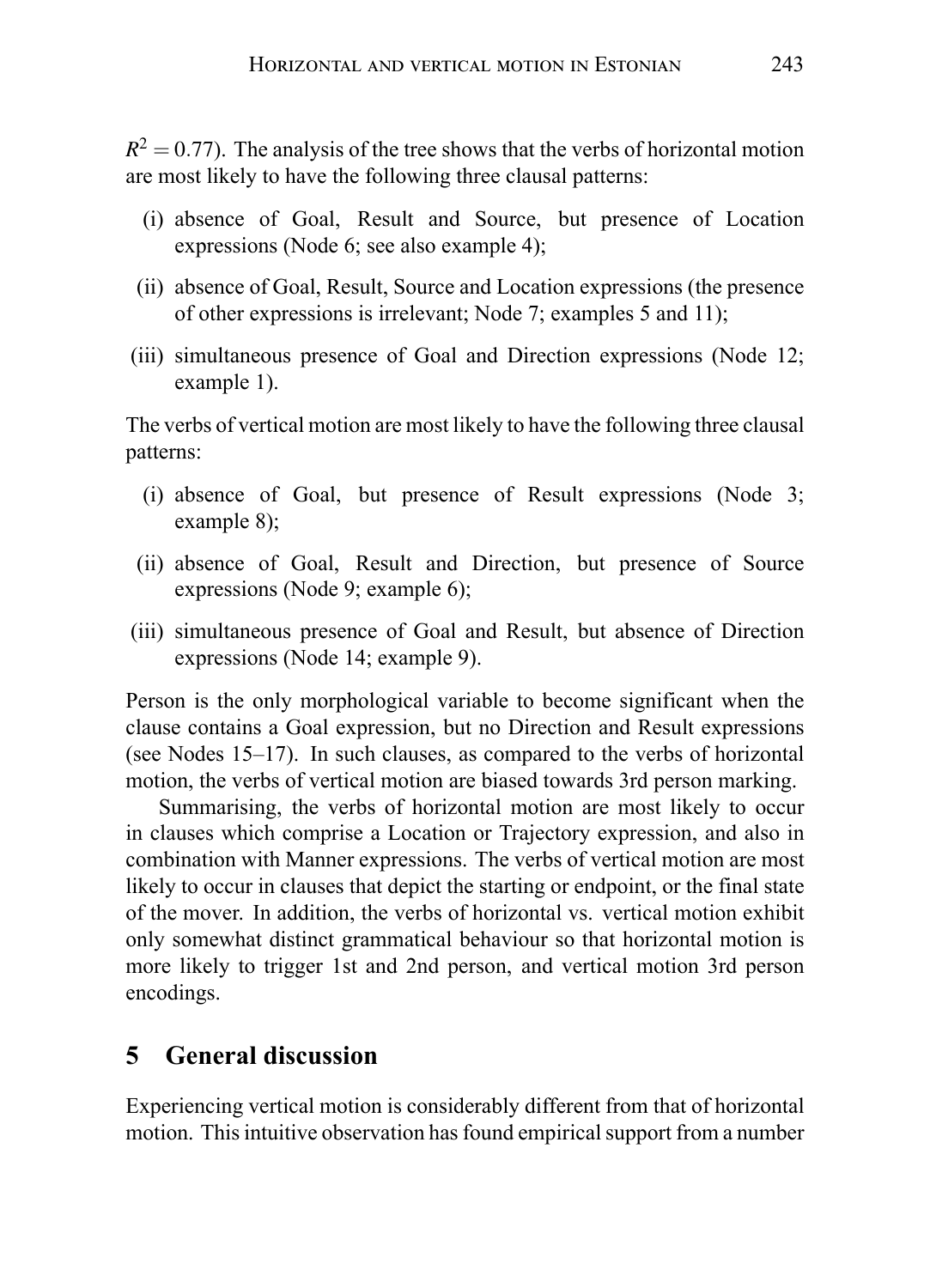$R^2 = 0.77$). The analysis of the tree shows that the verbs of horizontal motion are most likely to have the following three clausal patterns:

(i) absence of Goal, Result and Source, but presence of Location expressions (Node 6; see also example 4);

(ii) absence of Goal, Result, Source and Location expressions (the presence of other expressions is irrelevant; Node 7; examples 5 and 11);

(iii) simultaneous presence of Goal and Direction expressions (Node 12; example 1).

The verbs of vertical motion are most likely to have the following three clausal patterns:

(i) absence of Goal, but presence of Result expressions (Node 3; example 8);

(ii) absence of Goal, Result and Direction, but presence of Source expressions (Node 9; example 6);

(iii) simultaneous presence of Goal and Result, but absence of Direction expressions (Node 14; example 9).

Person is the only morphological variable to become significant when the clause contains a Goal expression, but no Direction and Result expressions (see Nodes 15–17). In such clauses, as compared to the verbs of horizontal motion, the verbs of vertical motion are biased towards 3rd person marking.

Summarising, the verbs of horizontal motion are most likely to occur in clauses which comprise a Location or Trajectory expression, and also in combination with Manner expressions. The verbs of vertical motion are most likely to occur in clauses that depict the starting or endpoint, or the final state of the mover. In addition, the verbs of horizontal vs. vertical motion exhibit only somewhat distinct grammatical behaviour so that horizontal motion is more likely to trigger 1st and 2nd person, and vertical motion 3rd person encodings.

## 5 General discussion

Experiencing vertical motion is considerably different from that of horizontal motion. This intuitive observation has found empirical support from a number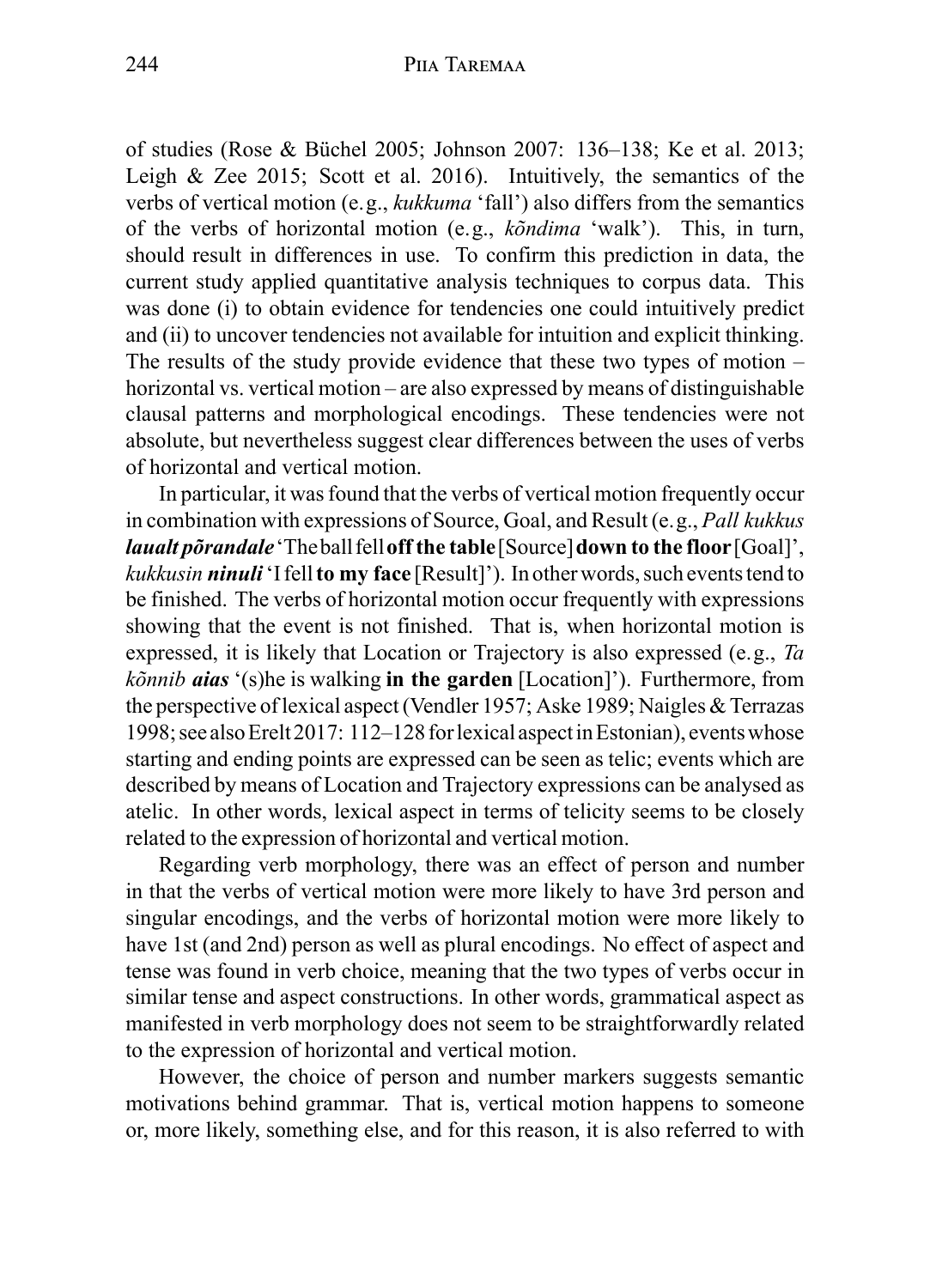of studies (Rose & Büchel 2005; Johnson 2007: 136–138; Ke et al. 2013; Leigh & Zee 2015; Scott et al. 2016). Intuitively, the semantics of the verbs of vertical motion (e.g., *kukkuma* 'fall') also differs from the semantics of the verbs of horizontal motion (e.g., *kõndima* 'walk'). This, in turn, should result in differences in use. To confirm this prediction in data, the current study applied quantitative analysis techniques to corpus data. This was done (i) to obtain evidence for tendencies one could intuitively predict and (ii) to uncover tendencies not available for intuition and explicit thinking. The results of the study provide evidence that these two types of motion – horizontal vs. vertical motion – are also expressed by means of distinguishable clausal patterns and morphological encodings. These tendencies were not absolute, but nevertheless suggest clear differences between the uses of verbs of horizontal and vertical motion.

In particular, it was found that the verbs of vertical motion frequently occur in combination with expressions of Source, Goal, and Result (e.g., *Pall kukkus **lualt põrandale*** 'The ball fell **off the table** [Source] **down to the floor** [Goal]', *kukkusin **ninuli*** 'I fell **to my face** [Result]'). In other words, such events tend to be finished. The verbs of horizontal motion occur frequently with expressions showing that the event is not finished. That is, when horizontal motion is expressed, it is likely that Location or Trajectory is also expressed (e.g., *Ta kõnnib **aias*** '(s)he is walking **in the garden** [Location]'). Furthermore, from the perspective of lexical aspect (Vendler 1957; Aske 1989; Naigles & Terrazas 1998; see also Erelt 2017: 112–128 for lexical aspect in Estonian), events whose starting and ending points are expressed can be seen as telic; events which are described by means of Location and Trajectory expressions can be analysed as atelic. In other words, lexical aspect in terms of telicity seems to be closely related to the expression of horizontal and vertical motion.

Regarding verb morphology, there was an effect of person and number in that the verbs of vertical motion were more likely to have 3rd person and singular encodings, and the verbs of horizontal motion were more likely to have 1st (and 2nd) person as well as plural encodings. No effect of aspect and tense was found in verb choice, meaning that the two types of verbs occur in similar tense and aspect constructions. In other words, grammatical aspect as manifested in verb morphology does not seem to be straightforwardly related to the expression of horizontal and vertical motion.

However, the choice of person and number markers suggests semantic motivations behind grammar. That is, vertical motion happens to someone or, more likely, something else, and for this reason, it is also referred to with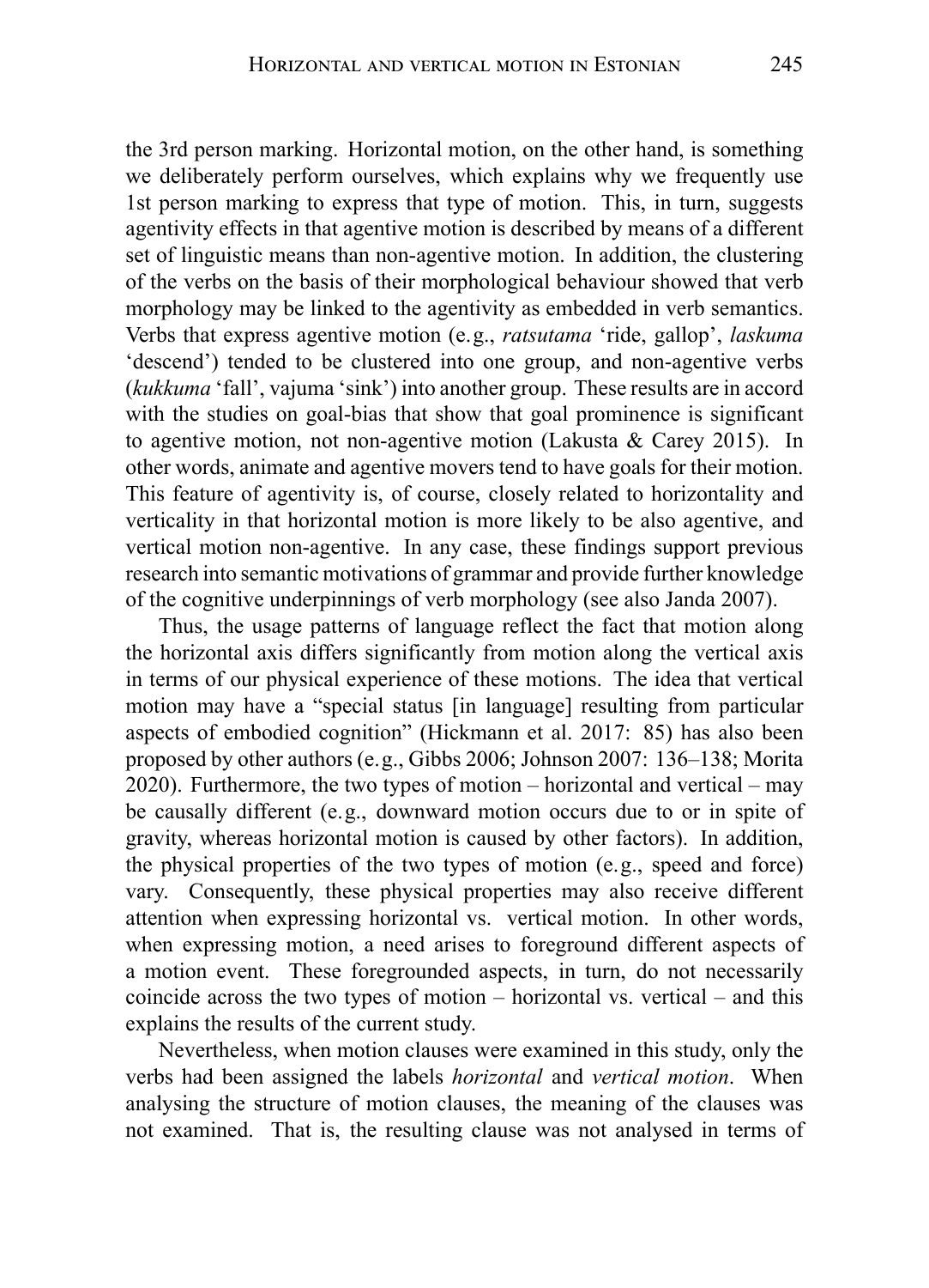the 3rd person marking. Horizontal motion, on the other hand, is something we deliberately perform ourselves, which explains why we frequently use 1st person marking to express that type of motion. This, in turn, suggests agentivity effects in that agentive motion is described by means of a different set of linguistic means than non-agentive motion. In addition, the clustering of the verbs on the basis of their morphological behaviour showed that verb morphology may be linked to the agentivity as embedded in verb semantics. Verbs that express agentive motion (e.g., *ratsutama* 'ride, gallop', *laskuma* 'descend') tended to be clustered into one group, and non-agentive verbs (*kukkuma* 'fall', vajuma 'sink') into another group. These results are in accord with the studies on goal-bias that show that goal prominence is significant to agentive motion, not non-agentive motion (Lakusta & Carey 2015). In other words, animate and agentive movers tend to have goals for their motion. This feature of agentivity is, of course, closely related to horizontality and verticality in that horizontal motion is more likely to be also agentive, and vertical motion non-agentive. In any case, these findings support previous research into semantic motivations of grammar and provide further knowledge of the cognitive underpinnings of verb morphology (see also Janda 2007).

Thus, the usage patterns of language reflect the fact that motion along the horizontal axis differs significantly from motion along the vertical axis in terms of our physical experience of these motions. The idea that vertical motion may have a "special status [in language] resulting from particular aspects of embodied cognition" (Hickmann et al. 2017: 85) has also been proposed by other authors (e.g., Gibbs 2006; Johnson 2007: 136–138; Morita 2020). Furthermore, the two types of motion – horizontal and vertical – may be causally different (e.g., downward motion occurs due to or in spite of gravity, whereas horizontal motion is caused by other factors). In addition, the physical properties of the two types of motion (e.g., speed and force) vary. Consequently, these physical properties may also receive different attention when expressing horizontal vs. vertical motion. In other words, when expressing motion, a need arises to foreground different aspects of a motion event. These foregrounded aspects, in turn, do not necessarily coincide across the two types of motion – horizontal vs. vertical – and this explains the results of the current study.

Nevertheless, when motion clauses were examined in this study, only the verbs had been assigned the labels *horizontal* and *vertical motion*. When analysing the structure of motion clauses, the meaning of the clauses was not examined. That is, the resulting clause was not analysed in terms of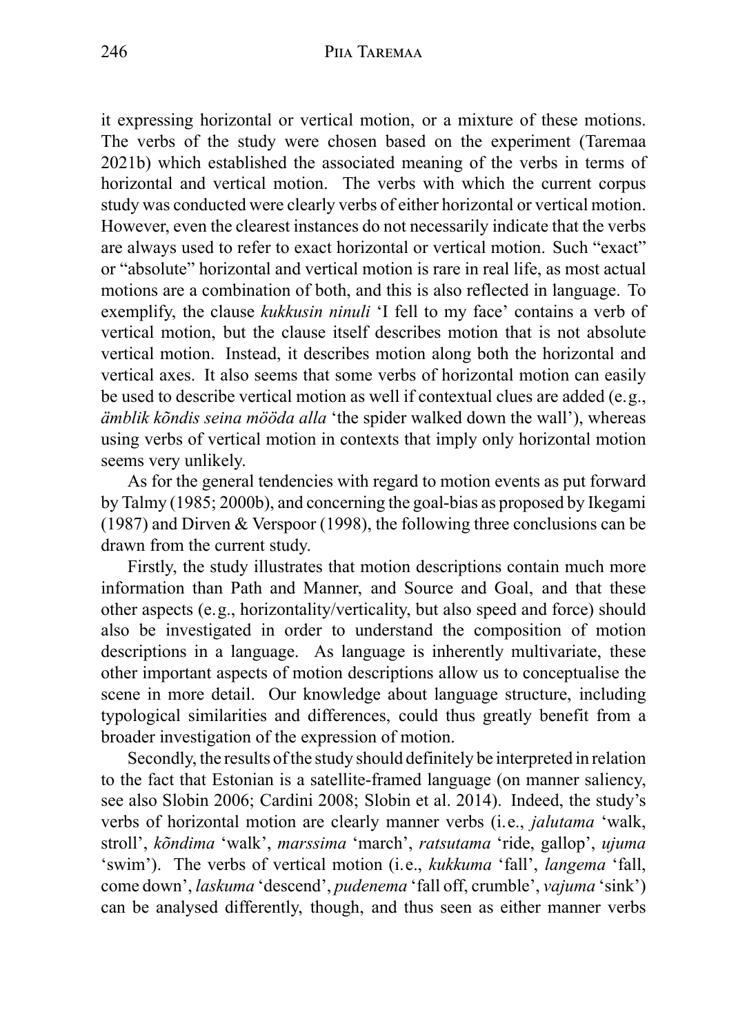it expressing horizontal or vertical motion, or a mixture of these motions. The verbs of the study were chosen based on the experiment (Taremaa 2021b) which established the associated meaning of the verbs in terms of horizontal and vertical motion. The verbs with which the current corpus study was conducted were clearly verbs of either horizontal or vertical motion. However, even the clearest instances do not necessarily indicate that the verbs are always used to refer to exact horizontal or vertical motion. Such "exact" or "absolute" horizontal and vertical motion is rare in real life, as most actual motions are a combination of both, and this is also reflected in language. To exemplify, the clause *kukkusin ninuli* 'I fell to my face' contains a verb of vertical motion, but the clause itself describes motion that is not absolute vertical motion. Instead, it describes motion along both the horizontal and vertical axes. It also seems that some verbs of horizontal motion can easily be used to describe vertical motion as well if contextual clues are added (e.g., *ämblik kõndis seina mööda alla* 'the spider walked down the wall'), whereas using verbs of vertical motion in contexts that imply only horizontal motion seems very unlikely.

As for the general tendencies with regard to motion events as put forward by Talmy (1985; 2000b), and concerning the goal-bias as proposed by Ikegami (1987) and Dirven & Verspoor (1998), the following three conclusions can be drawn from the current study.

Firstly, the study illustrates that motion descriptions contain much more information than Path and Manner, and Source and Goal, and that these other aspects (e.g., horizontality/verticality, but also speed and force) should also be investigated in order to understand the composition of motion descriptions in a language. As language is inherently multivariate, these other important aspects of motion descriptions allow us to conceptualise the scene in more detail. Our knowledge about language structure, including typological similarities and differences, could thus greatly benefit from a broader investigation of the expression of motion.

Secondly, the results of the study should definitely be interpreted in relation to the fact that Estonian is a satellite-framed language (on manner saliency, see also Slobin 2006; Cardini 2008; Slobin et al. 2014). Indeed, the study's verbs of horizontal motion are clearly manner verbs (i.e., *jalutama* 'walk, stroll', *kõndima* 'walk', *marssima* 'march', *ratsutama* 'ride, gallop', *ujuma* 'swim'). The verbs of vertical motion (i.e., *kukkuma* 'fall', *langema* 'fall, come down', *laskuma* 'descend', *pudenema* 'fall off, crumble', *vajuma* 'sink') can be analysed differently, though, and thus seen as either manner verbs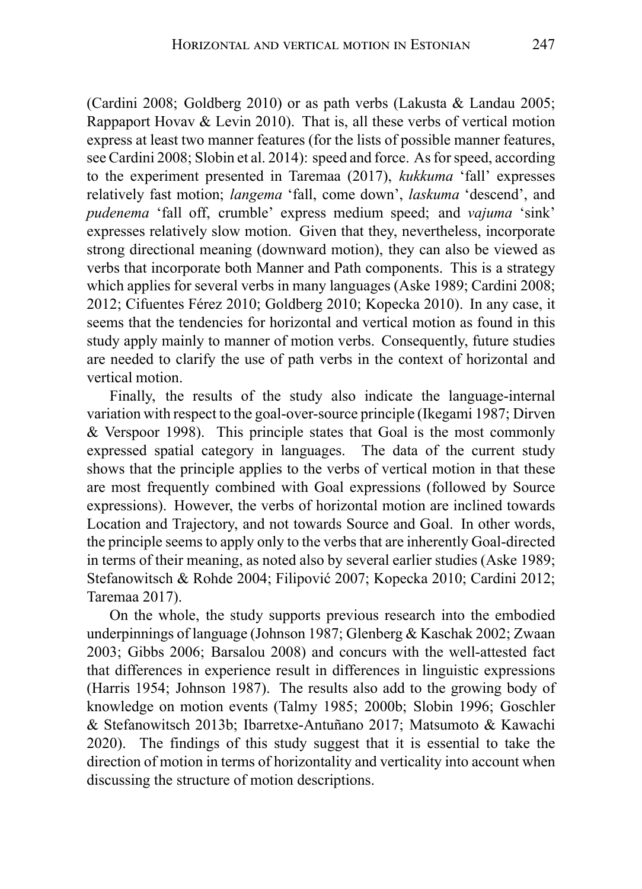(Cardini 2008; Goldberg 2010) or as path verbs (Lakusta & Landau 2005; Rappaport Hovav & Levin 2010). That is, all these verbs of vertical motion express at least two manner features (for the lists of possible manner features, see Cardini 2008; Slobin et al. 2014): speed and force. As for speed, according to the experiment presented in Taremaa (2017), *kukkuma* 'fall' expresses relatively fast motion; *langema* 'fall, come down', *laskuma* 'descend', and *pudenema* 'fall off, crumble' express medium speed; and *vajuma* 'sink' expresses relatively slow motion. Given that they, nevertheless, incorporate strong directional meaning (downward motion), they can also be viewed as verbs that incorporate both Manner and Path components. This is a strategy which applies for several verbs in many languages (Aske 1989; Cardini 2008; 2012; Cifuentes Férez 2010; Goldberg 2010; Kopecka 2010). In any case, it seems that the tendencies for horizontal and vertical motion as found in this study apply mainly to manner of motion verbs. Consequently, future studies are needed to clarify the use of path verbs in the context of horizontal and vertical motion.

Finally, the results of the study also indicate the language-internal variation with respect to the goal-over-source principle (Ikegami 1987; Dirven & Verspoor 1998). This principle states that Goal is the most commonly expressed spatial category in languages. The data of the current study shows that the principle applies to the verbs of vertical motion in that these are most frequently combined with Goal expressions (followed by Source expressions). However, the verbs of horizontal motion are inclined towards Location and Trajectory, and not towards Source and Goal. In other words, the principle seems to apply only to the verbs that are inherently Goal-directed in terms of their meaning, as noted also by several earlier studies (Aske 1989; Stefanowitsch & Rohde 2004; Filipović 2007; Kopecka 2010; Cardini 2012; Taremaa 2017).

On the whole, the study supports previous research into the embodied underpinnings of language (Johnson 1987; Glenberg & Kaschak 2002; Zwaan 2003; Gibbs 2006; Barsalou 2008) and concurs with the well-attested fact that differences in experience result in differences in linguistic expressions (Harris 1954; Johnson 1987). The results also add to the growing body of knowledge on motion events (Talmy 1985; 2000b; Slobin 1996; Goschler & Stefanowitsch 2013b; Ibarretxe-Antuñano 2017; Matsumoto & Kawachi 2020). The findings of this study suggest that it is essential to take the direction of motion in terms of horizontality and verticality into account when discussing the structure of motion descriptions.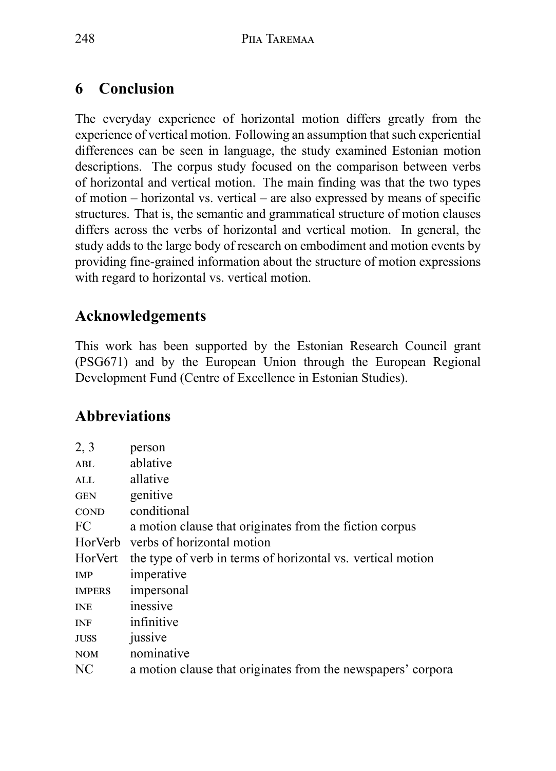## 6 Conclusion

The everyday experience of horizontal motion differs greatly from the experience of vertical motion. Following an assumption that such experiential differences can be seen in language, the study examined Estonian motion descriptions. The corpus study focused on the comparison between verbs of horizontal and vertical motion. The main finding was that the two types of motion – horizontal vs. vertical – are also expressed by means of specific structures. That is, the semantic and grammatical structure of motion clauses differs across the verbs of horizontal and vertical motion. In general, the study adds to the large body of research on embodiment and motion events by providing fine-grained information about the structure of motion expressions with regard to horizontal vs. vertical motion.

## Acknowledgements

This work has been supported by the Estonian Research Council grant (PSG671) and by the European Union through the European Regional Development Fund (Centre of Excellence in Estonian Studies).

## Abbreviations

| | |
|---|---|
| 2, 3 | person |
| ABL | ablative |
| ALL | allative |
| GEN | genitive |
| COND | conditional |
| FC | a motion clause that originates from the fiction corpus |
| HorVerb | verbs of horizontal motion |
| HorVert | the type of verb in terms of horizontal vs. vertical motion |
| IMP | imperative |
| IMPERS | impersonal |
| INE | inessive |
| INF | infinitive |
| JUSS | jussive |
| NOM | nominative |
| NC | a motion clause that originates from the newspapers' corpora |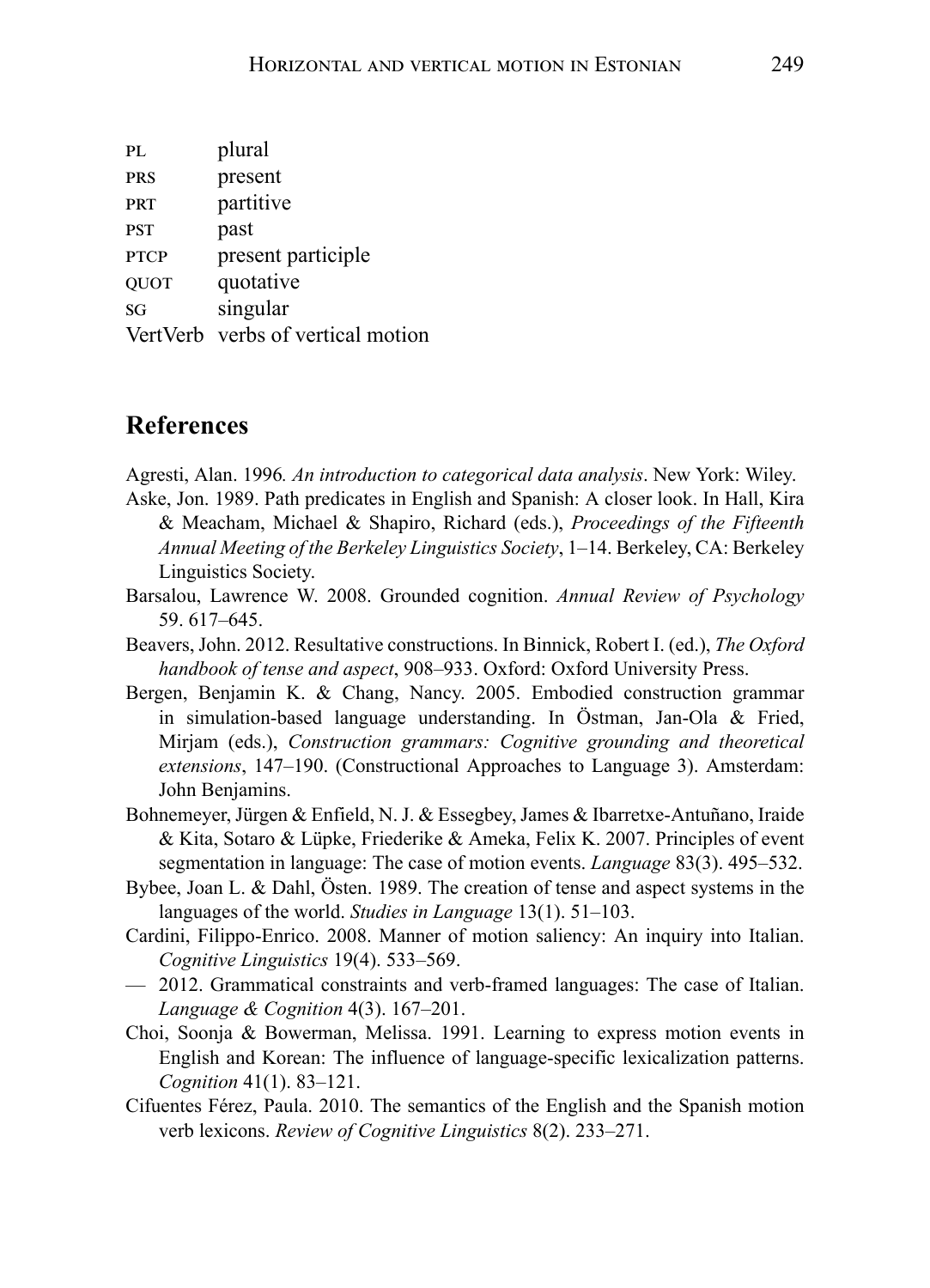| | |
|---|---|
| PL | plural |
| PRS | present |
| PRT | partitive |
| PST | past |
| PTCP | present participle |
| QUOT | quotative |
| SG | singular |
| VertVerb | verbs of vertical motion |

## References

Agresti, Alan. 1996*. An introduction to categorical data analysis*. New York: Wiley.

Aske, Jon. 1989. Path predicates in English and Spanish: A closer look. In Hall, Kira & Meacham, Michael & Shapiro, Richard (eds.), *Proceedings of the Fifteenth Annual Meeting of the Berkeley Linguistics Society*, 1–14. Berkeley, CA: Berkeley Linguistics Society.

Barsalou, Lawrence W. 2008. Grounded cognition. *Annual Review of Psychology* 59. 617–645.

Beavers, John. 2012. Resultative constructions. In Binnick, Robert I. (ed.), *The Oxford handbook of tense and aspect*, 908–933. Oxford: Oxford University Press.

Bergen, Benjamin K. & Chang, Nancy. 2005. Embodied construction grammar in simulation-based language understanding. In Östman, Jan-Ola & Fried, Mirjam (eds.), *Construction grammars: Cognitive grounding and theoretical extensions*, 147–190. (Constructional Approaches to Language 3). Amsterdam: John Benjamins.

Bohnemeyer, Jürgen & Enfield, N. J. & Essegbey, James & Ibarretxe-Antuñano, Iraide & Kita, Sotaro & Lüpke, Friederike & Ameka, Felix K. 2007. Principles of event segmentation in language: The case of motion events. *Language* 83(3). 495–532.

Bybee, Joan L. & Dahl, Östen. 1989. The creation of tense and aspect systems in the languages of the world. *Studies in Language* 13(1). 51–103.

Cardini, Filippo-Enrico. 2008. Manner of motion saliency: An inquiry into Italian. *Cognitive Linguistics* 19(4). 533–569.

— 2012. Grammatical constraints and verb-framed languages: The case of Italian. *Language & Cognition* 4(3). 167–201.

Choi, Soonja & Bowerman, Melissa. 1991. Learning to express motion events in English and Korean: The influence of language-specific lexicalization patterns. *Cognition* 41(1). 83–121.

Cifuentes Férez, Paula. 2010. The semantics of the English and the Spanish motion verb lexicons. *Review of Cognitive Linguistics* 8(2). 233–271.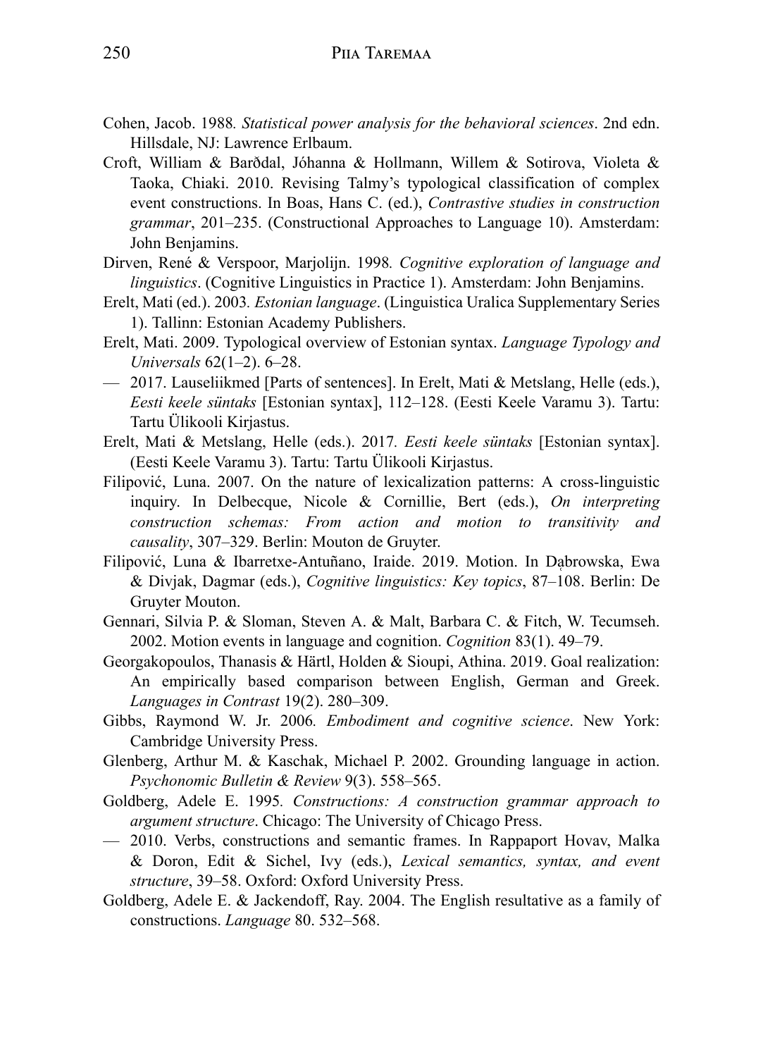Cohen, Jacob. 1988. *Statistical power analysis for the behavioral sciences*. 2nd edn. Hillsdale, NJ: Lawrence Erlbaum.

Croft, William & Barðdal, Jóhanna & Hollmann, Willem & Sotirova, Violeta & Taoka, Chiaki. 2010. Revising Talmy's typological classification of complex event constructions. In Boas, Hans C. (ed.), *Contrastive studies in construction grammar*, 201–235. (Constructional Approaches to Language 10). Amsterdam: John Benjamins.

Dirven, René & Verspoor, Marjolijn. 1998. *Cognitive exploration of language and linguistics*. (Cognitive Linguistics in Practice 1). Amsterdam: John Benjamins.

Erelt, Mati (ed.). 2003. *Estonian language*. (Linguistica Uralica Supplementary Series 1). Tallinn: Estonian Academy Publishers.

Erelt, Mati. 2009. Typological overview of Estonian syntax. *Language Typology and Universals* 62(1–2). 6–28.

— 2017. Lauseliikmed [Parts of sentences]. In Erelt, Mati & Metslang, Helle (eds.), *Eesti keele süntaks* [Estonian syntax], 112–128. (Eesti Keele Varamu 3). Tartu: Tartu Ülikooli Kirjastus.

Erelt, Mati & Metslang, Helle (eds.). 2017. *Eesti keele süntaks* [Estonian syntax]. (Eesti Keele Varamu 3). Tartu: Tartu Ülikooli Kirjastus.

Filipović, Luna. 2007. On the nature of lexicalization patterns: A cross-linguistic inquiry. In Delbecque, Nicole & Cornillie, Bert (eds.), *On interpreting construction schemas: From action and motion to transitivity and causality*, 307–329. Berlin: Mouton de Gruyter.

Filipović, Luna & Ibarretxe-Antuñano, Iraide. 2019. Motion. In Dąbrowska, Ewa & Divjak, Dagmar (eds.), *Cognitive linguistics: Key topics*, 87–108. Berlin: De Gruyter Mouton.

Gennari, Silvia P. & Sloman, Steven A. & Malt, Barbara C. & Fitch, W. Tecumseh. 2002. Motion events in language and cognition. *Cognition* 83(1). 49–79.

Georgakopoulos, Thanasis & Härtl, Holden & Sioupi, Athina. 2019. Goal realization: An empirically based comparison between English, German and Greek. *Languages in Contrast* 19(2). 280–309.

Gibbs, Raymond W. Jr. 2006. *Embodiment and cognitive science*. New York: Cambridge University Press.

Glenberg, Arthur M. & Kaschak, Michael P. 2002. Grounding language in action. *Psychonomic Bulletin & Review* 9(3). 558–565.

Goldberg, Adele E. 1995. *Constructions: A construction grammar approach to argument structure*. Chicago: The University of Chicago Press.

— 2010. Verbs, constructions and semantic frames. In Rappaport Hovav, Malka & Doron, Edit & Sichel, Ivy (eds.), *Lexical semantics, syntax, and event structure*, 39–58. Oxford: Oxford University Press.

Goldberg, Adele E. & Jackendoff, Ray. 2004. The English resultative as a family of constructions. *Language* 80. 532–568.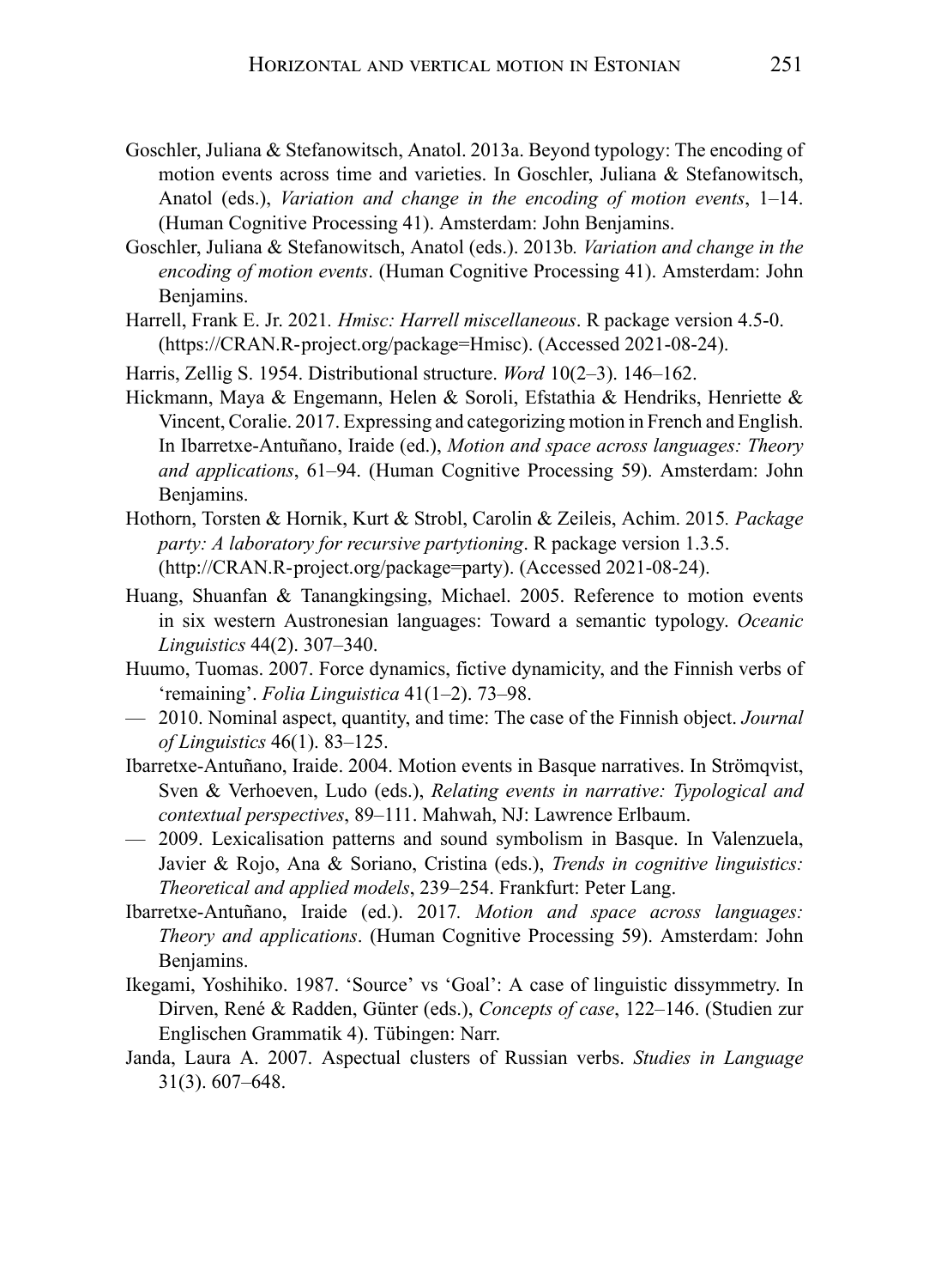Goschler, Juliana & Stefanowitsch, Anatol. 2013a. Beyond typology: The encoding of motion events across time and varieties. In Goschler, Juliana & Stefanowitsch, Anatol (eds.), *Variation and change in the encoding of motion events*, 1–14. (Human Cognitive Processing 41). Amsterdam: John Benjamins.

Goschler, Juliana & Stefanowitsch, Anatol (eds.). 2013b. *Variation and change in the encoding of motion events*. (Human Cognitive Processing 41). Amsterdam: John Benjamins.

Harrell, Frank E. Jr. 2021. *Hmisc: Harrell miscellaneous*. R package version 4.5-0. (https://CRAN.R-project.org/package=Hmisc). (Accessed 2021-08-24).

Harris, Zellig S. 1954. Distributional structure. *Word* 10(2–3). 146–162.

Hickmann, Maya & Engemann, Helen & Soroli, Efstathia & Hendriks, Henriette & Vincent, Coralie. 2017. Expressing and categorizing motion in French and English. In Ibarretxe-Antuñano, Iraide (ed.), *Motion and space across languages: Theory and applications*, 61–94. (Human Cognitive Processing 59). Amsterdam: John Benjamins.

Hothorn, Torsten & Hornik, Kurt & Strobl, Carolin & Zeileis, Achim. 2015. *Package party: A laboratory for recursive partytioning*. R package version 1.3.5. (http://CRAN.R-project.org/package=party). (Accessed 2021-08-24).

Huang, Shuanfan & Tanangkingsing, Michael. 2005. Reference to motion events in six western Austronesian languages: Toward a semantic typology. *Oceanic Linguistics* 44(2). 307–340.

Huumo, Tuomas. 2007. Force dynamics, fictive dynamicity, and the Finnish verbs of 'remaining'. *Folia Linguistica* 41(1–2). 73–98.

— 2010. Nominal aspect, quantity, and time: The case of the Finnish object. *Journal of Linguistics* 46(1). 83–125.

Ibarretxe-Antuñano, Iraide. 2004. Motion events in Basque narratives. In Strömqvist, Sven & Verhoeven, Ludo (eds.), *Relating events in narrative: Typological and contextual perspectives*, 89–111. Mahwah, NJ: Lawrence Erlbaum.

— 2009. Lexicalisation patterns and sound symbolism in Basque. In Valenzuela, Javier & Rojo, Ana & Soriano, Cristina (eds.), *Trends in cognitive linguistics: Theoretical and applied models*, 239–254. Frankfurt: Peter Lang.

Ibarretxe-Antuñano, Iraide (ed.). 2017. *Motion and space across languages: Theory and applications*. (Human Cognitive Processing 59). Amsterdam: John Benjamins.

Ikegami, Yoshihiko. 1987. 'Source' vs 'Goal': A case of linguistic dissymmetry. In Dirven, René & Radden, Günter (eds.), *Concepts of case*, 122–146. (Studien zur Englischen Grammatik 4). Tübingen: Narr.

Janda, Laura A. 2007. Aspectual clusters of Russian verbs. *Studies in Language* 31(3). 607–648.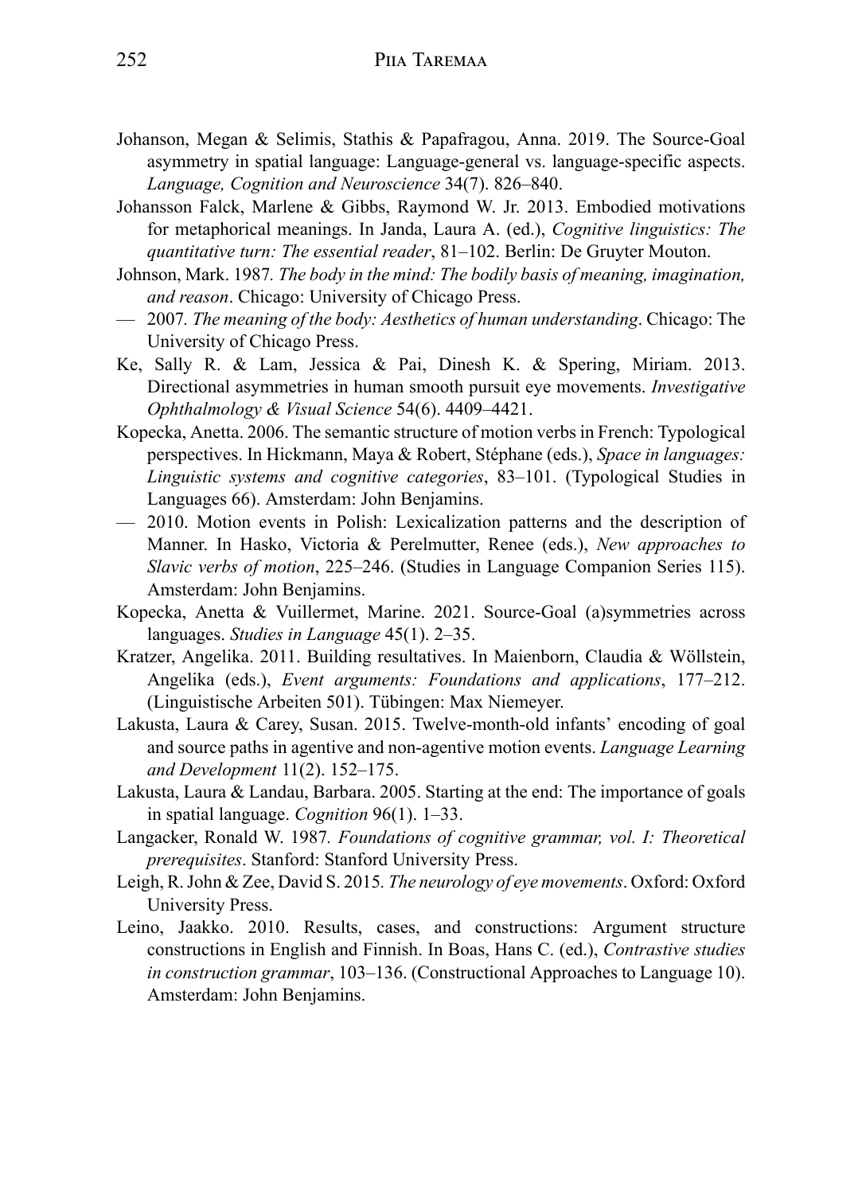Johanson, Megan & Selimis, Stathis & Papafragou, Anna. 2019. The Source-Goal asymmetry in spatial language: Language-general vs. language-specific aspects. *Language, Cognition and Neuroscience* 34(7). 826–840.

Johansson Falck, Marlene & Gibbs, Raymond W. Jr. 2013. Embodied motivations for metaphorical meanings. In Janda, Laura A. (ed.), *Cognitive linguistics: The quantitative turn: The essential reader*, 81–102. Berlin: De Gruyter Mouton.

Johnson, Mark. 1987. *The body in the mind: The bodily basis of meaning, imagination, and reason*. Chicago: University of Chicago Press.

— 2007. *The meaning of the body: Aesthetics of human understanding*. Chicago: The University of Chicago Press.

Ke, Sally R. & Lam, Jessica & Pai, Dinesh K. & Spering, Miriam. 2013. Directional asymmetries in human smooth pursuit eye movements. *Investigative Ophthalmology & Visual Science* 54(6). 4409–4421.

Kopecka, Anetta. 2006. The semantic structure of motion verbs in French: Typological perspectives. In Hickmann, Maya & Robert, Stéphane (eds.), *Space in languages: Linguistic systems and cognitive categories*, 83–101. (Typological Studies in Languages 66). Amsterdam: John Benjamins.

— 2010. Motion events in Polish: Lexicalization patterns and the description of Manner. In Hasko, Victoria & Perelmutter, Renee (eds.), *New approaches to Slavic verbs of motion*, 225–246. (Studies in Language Companion Series 115). Amsterdam: John Benjamins.

Kopecka, Anetta & Vuillermet, Marine. 2021. Source-Goal (a)symmetries across languages. *Studies in Language* 45(1). 2–35.

Kratzer, Angelika. 2011. Building resultatives. In Maienborn, Claudia & Wöllstein, Angelika (eds.), *Event arguments: Foundations and applications*, 177–212. (Linguistische Arbeiten 501). Tübingen: Max Niemeyer.

Lakusta, Laura & Carey, Susan. 2015. Twelve-month-old infants' encoding of goal and source paths in agentive and non-agentive motion events. *Language Learning and Development* 11(2). 152–175.

Lakusta, Laura & Landau, Barbara. 2005. Starting at the end: The importance of goals in spatial language. *Cognition* 96(1). 1–33.

Langacker, Ronald W. 1987. *Foundations of cognitive grammar, vol. I: Theoretical prerequisites*. Stanford: Stanford University Press.

Leigh, R. John & Zee, David S. 2015. *The neurology of eye movements*. Oxford: Oxford University Press.

Leino, Jaakko. 2010. Results, cases, and constructions: Argument structure constructions in English and Finnish. In Boas, Hans C. (ed.), *Contrastive studies in construction grammar*, 103–136. (Constructional Approaches to Language 10). Amsterdam: John Benjamins.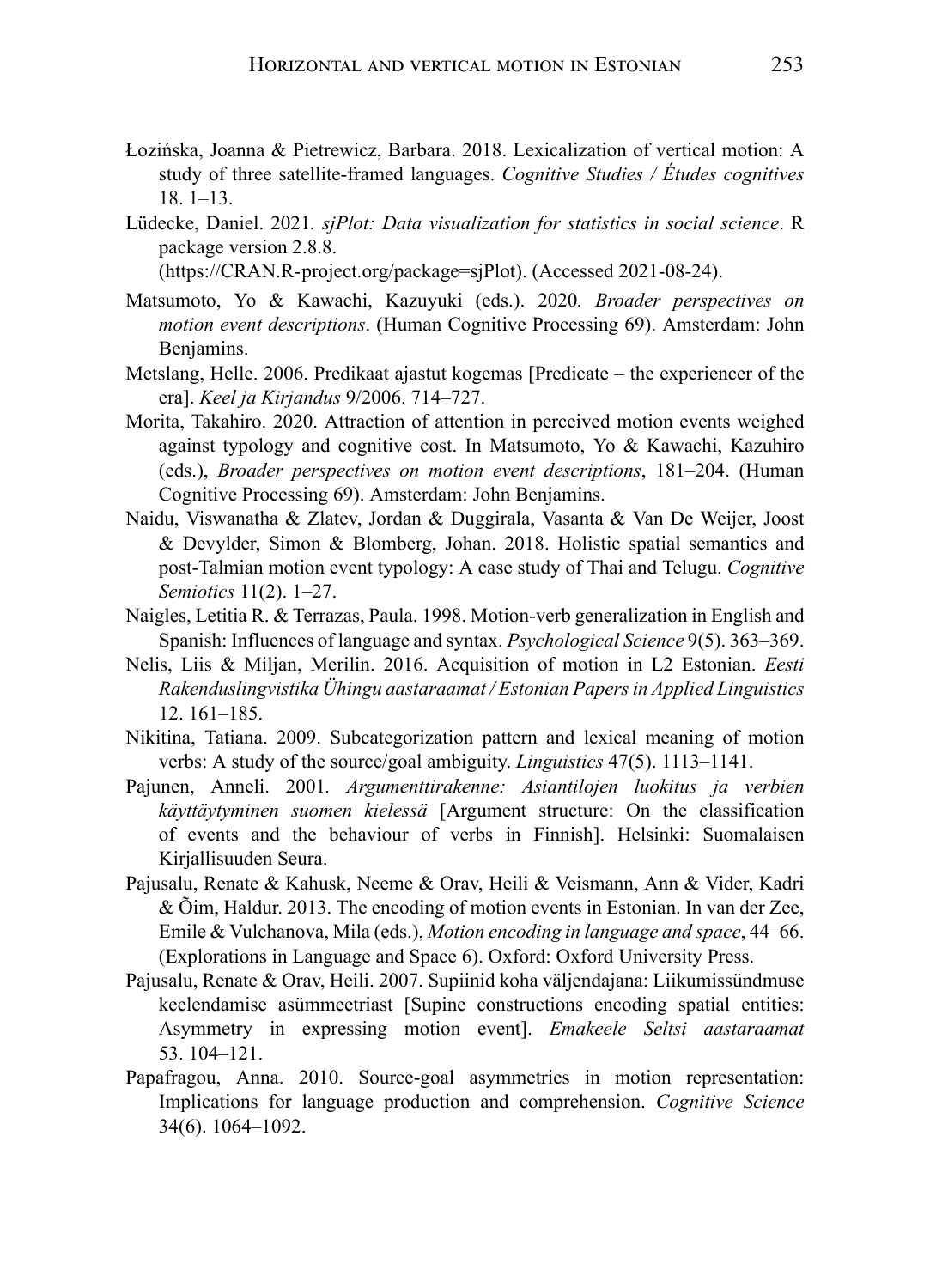Łozińska, Joanna & Pietrewicz, Barbara. 2018. Lexicalization of vertical motion: A study of three satellite-framed languages. *Cognitive Studies / Études cognitives* 18. 1–13.

Lüdecke, Daniel. 2021. *sjPlot: Data visualization for statistics in social science*. R package version 2.8.8. (https://CRAN.R-project.org/package=sjPlot). (Accessed 2021-08-24).

Matsumoto, Yo & Kawachi, Kazuyuki (eds.). 2020. *Broader perspectives on motion event descriptions*. (Human Cognitive Processing 69). Amsterdam: John Benjamins.

Metslang, Helle. 2006. Predikaat ajastut kogemas [Predicate – the experiencer of the era]. *Keel ja Kirjandus* 9/2006. 714–727.

Morita, Takahiro. 2020. Attraction of attention in perceived motion events weighed against typology and cognitive cost. In Matsumoto, Yo & Kawachi, Kazuhiro (eds.), *Broader perspectives on motion event descriptions*, 181–204. (Human Cognitive Processing 69). Amsterdam: John Benjamins.

Naidu, Viswanatha & Zlatev, Jordan & Duggirala, Vasanta & Van De Weijer, Joost & Devylder, Simon & Blomberg, Johan. 2018. Holistic spatial semantics and post-Talmian motion event typology: A case study of Thai and Telugu. *Cognitive Semiotics* 11(2). 1–27.

Naigles, Letitia R. & Terrazas, Paula. 1998. Motion-verb generalization in English and Spanish: Influences of language and syntax. *Psychological Science* 9(5). 363–369.

Nelis, Liis & Miljan, Merilin. 2016. Acquisition of motion in L2 Estonian. *Eesti Rakenduslingvistika Ühingu aastaraamat / Estonian Papers in Applied Linguistics* 12. 161–185.

Nikitina, Tatiana. 2009. Subcategorization pattern and lexical meaning of motion verbs: A study of the source/goal ambiguity. *Linguistics* 47(5). 1113–1141.

Pajunen, Anneli. 2001. *Argumenttirakenne: Asiantilojen luokitus ja verbien käyttäytyminen suomen kielessä* [Argument structure: On the classification of events and the behaviour of verbs in Finnish]. Helsinki: Suomalaisen Kirjallisuuden Seura.

Pajusalu, Renate & Kahusk, Neeme & Orav, Heili & Veismann, Ann & Vider, Kadri & Õim, Haldur. 2013. The encoding of motion events in Estonian. In van der Zee, Emile & Vulchanova, Mila (eds.), *Motion encoding in language and space*, 44–66. (Explorations in Language and Space 6). Oxford: Oxford University Press.

Pajusalu, Renate & Orav, Heili. 2007. Supiinid koha väljendajana: Liikumissündmuse keelendamise asümmeetriast [Supine constructions encoding spatial entities: Asymmetry in expressing motion event]. *Emakeele Seltsi aastaraamat* 53. 104–121.

Papafragou, Anna. 2010. Source-goal asymmetries in motion representation: Implications for language production and comprehension. *Cognitive Science* 34(6). 1064–1092.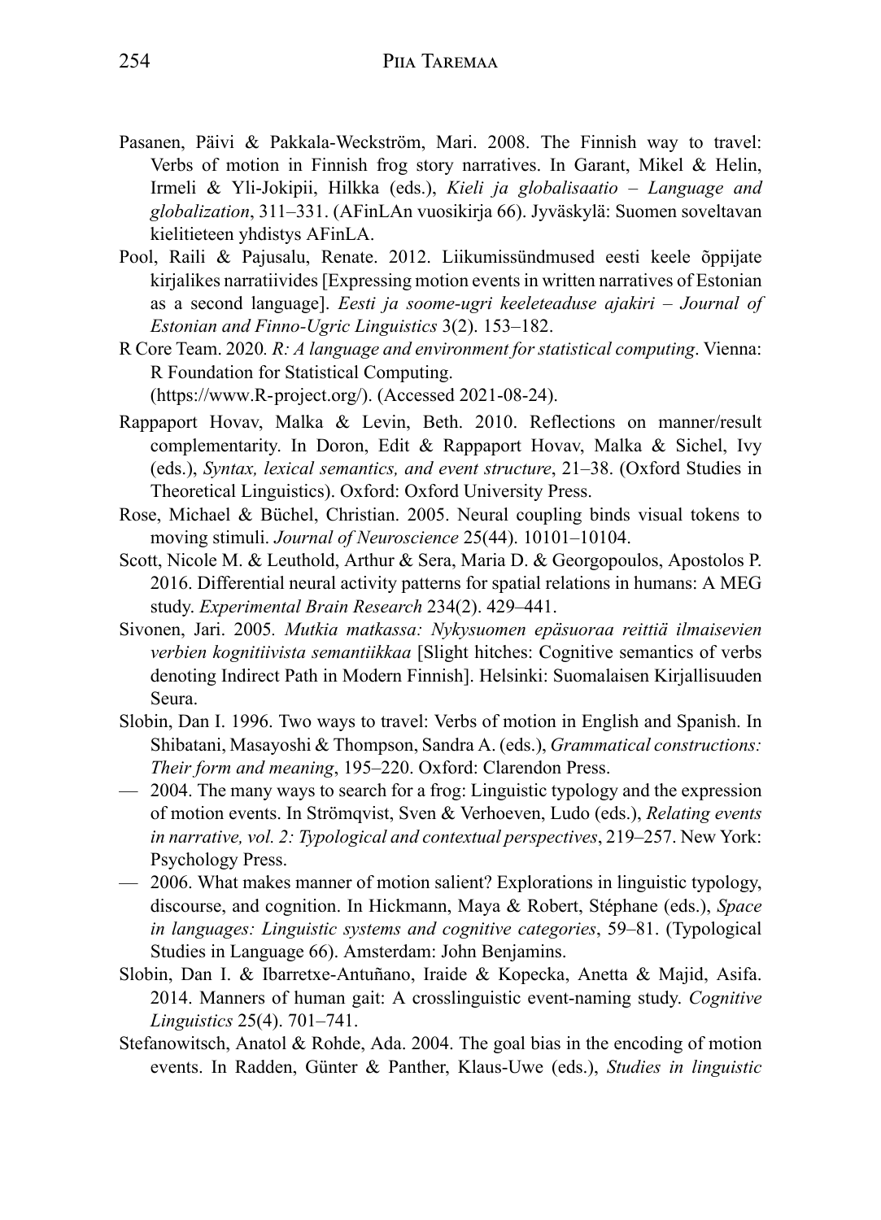Pasanen, Päivi & Pakkala-Weckström, Mari. 2008. The Finnish way to travel: Verbs of motion in Finnish frog story narratives. In Garant, Mikel & Helin, Irmeli & Yli-Jokipii, Hilkka (eds.), *Kieli ja globalisaatio – Language and globalization*, 311–331. (AFinLAn vuosikirja 66). Jyväskylä: Suomen soveltavan kielitieteen yhdistys AFinLA.

Pool, Raili & Pajusalu, Renate. 2012. Liikumissündmused eesti keele õppijate kirjalikes narratiivides [Expressing motion events in written narratives of Estonian as a second language]. *Eesti ja soome-ugri keeleteaduse ajakiri – Journal of Estonian and Finno-Ugric Linguistics* 3(2). 153–182.

R Core Team. 2020. *R: A language and environment for statistical computing*. Vienna: R Foundation for Statistical Computing. (https://www.R-project.org/). (Accessed 2021-08-24).

Rappaport Hovav, Malka & Levin, Beth. 2010. Reflections on manner/result complementarity. In Doron, Edit & Rappaport Hovav, Malka & Sichel, Ivy (eds.), *Syntax, lexical semantics, and event structure*, 21–38. (Oxford Studies in Theoretical Linguistics). Oxford: Oxford University Press.

Rose, Michael & Büchel, Christian. 2005. Neural coupling binds visual tokens to moving stimuli. *Journal of Neuroscience* 25(44). 10101–10104.

Scott, Nicole M. & Leuthold, Arthur & Sera, Maria D. & Georgopoulos, Apostolos P. 2016. Differential neural activity patterns for spatial relations in humans: A MEG study. *Experimental Brain Research* 234(2). 429–441.

Sivonen, Jari. 2005. *Mutkia matkassa: Nykysuomen epäsuoraa reittiä ilmaisevien verbien kognitiivista semantiikkaa* [Slight hitches: Cognitive semantics of verbs denoting Indirect Path in Modern Finnish]. Helsinki: Suomalaisen Kirjallisuuden Seura.

Slobin, Dan I. 1996. Two ways to travel: Verbs of motion in English and Spanish. In Shibatani, Masayoshi & Thompson, Sandra A. (eds.), *Grammatical constructions: Their form and meaning*, 195–220. Oxford: Clarendon Press.

— 2004. The many ways to search for a frog: Linguistic typology and the expression of motion events. In Strömqvist, Sven & Verhoeven, Ludo (eds.), *Relating events in narrative, vol. 2: Typological and contextual perspectives*, 219–257. New York: Psychology Press.

— 2006. What makes manner of motion salient? Explorations in linguistic typology, discourse, and cognition. In Hickmann, Maya & Robert, Stéphane (eds.), *Space in languages: Linguistic systems and cognitive categories*, 59–81. (Typological Studies in Language 66). Amsterdam: John Benjamins.

Slobin, Dan I. & Ibarretxe-Antuñano, Iraide & Kopecka, Anetta & Majid, Asifa. 2014. Manners of human gait: A crosslinguistic event-naming study. *Cognitive Linguistics* 25(4). 701–741.

Stefanowitsch, Anatol & Rohde, Ada. 2004. The goal bias in the encoding of motion events. In Radden, Günter & Panther, Klaus-Uwe (eds.), *Studies in linguistic*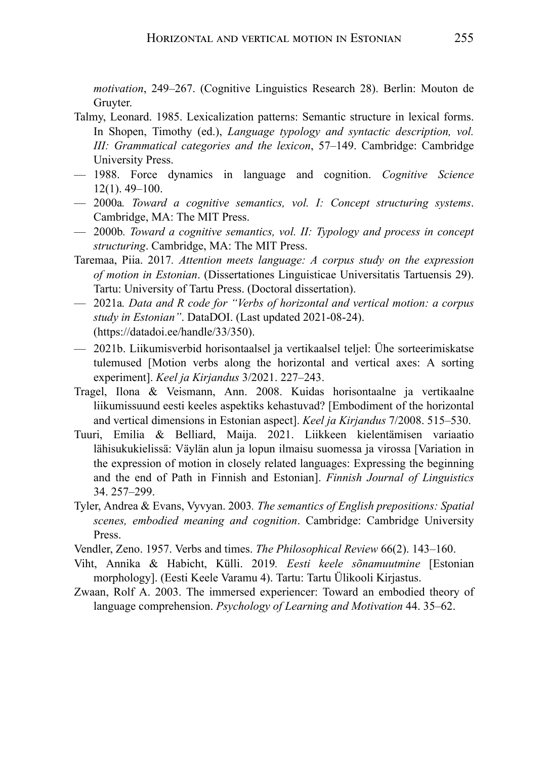*motivation*, 249–267. (Cognitive Linguistics Research 28). Berlin: Mouton de Gruyter.

Talmy, Leonard. 1985. Lexicalization patterns: Semantic structure in lexical forms. In Shopen, Timothy (ed.), *Language typology and syntactic description, vol. III: Grammatical categories and the lexicon*, 57–149. Cambridge: Cambridge University Press.

— 1988. Force dynamics in language and cognition. *Cognitive Science* 12(1). 49–100.

— 2000a. *Toward a cognitive semantics, vol. I: Concept structuring systems*. Cambridge, MA: The MIT Press.

— 2000b. *Toward a cognitive semantics, vol. II: Typology and process in concept structuring*. Cambridge, MA: The MIT Press.

Taremaa, Piia. 2017. *Attention meets language: A corpus study on the expression of motion in Estonian*. (Dissertationes Linguisticae Universitatis Tartuensis 29). Tartu: University of Tartu Press. (Doctoral dissertation).

— 2021a. *Data and R code for "Verbs of horizontal and vertical motion: a corpus study in Estonian"*. DataDOI. (Last updated 2021-08-24). (https://datadoi.ee/handle/33/350).

— 2021b. Liikumisverbid horisontaalsel ja vertikaalsel teljel: Ühe sorteerimiskatse tulemused [Motion verbs along the horizontal and vertical axes: A sorting experiment]. *Keel ja Kirjandus* 3/2021. 227–243.

Tragel, Ilona & Veismann, Ann. 2008. Kuidas horisontaalne ja vertikaalne liikumissuund eesti keeles aspektiks kehastuvad? [Embodiment of the horizontal and vertical dimensions in Estonian aspect]. *Keel ja Kirjandus* 7/2008. 515–530.

Tuuri, Emilia & Belliard, Maija. 2021. Liikkeen kielentämisen variaatio lähisukukielissä: Väylän alun ja lopun ilmaisu suomessa ja virossa [Variation in the expression of motion in closely related languages: Expressing the beginning and the end of Path in Finnish and Estonian]. *Finnish Journal of Linguistics* 34. 257–299.

Tyler, Andrea & Evans, Vyvyan. 2003. *The semantics of English prepositions: Spatial scenes, embodied meaning and cognition*. Cambridge: Cambridge University Press.

Vendler, Zeno. 1957. Verbs and times. *The Philosophical Review* 66(2). 143–160.

Viht, Annika & Habicht, Külli. 2019. *Eesti keele sõnamuutmine* [Estonian morphology]. (Eesti Keele Varamu 4). Tartu: Tartu Ülikooli Kirjastus.

Zwaan, Rolf A. 2003. The immersed experiencer: Toward an embodied theory of language comprehension. *Psychology of Learning and Motivation* 44. 35–62.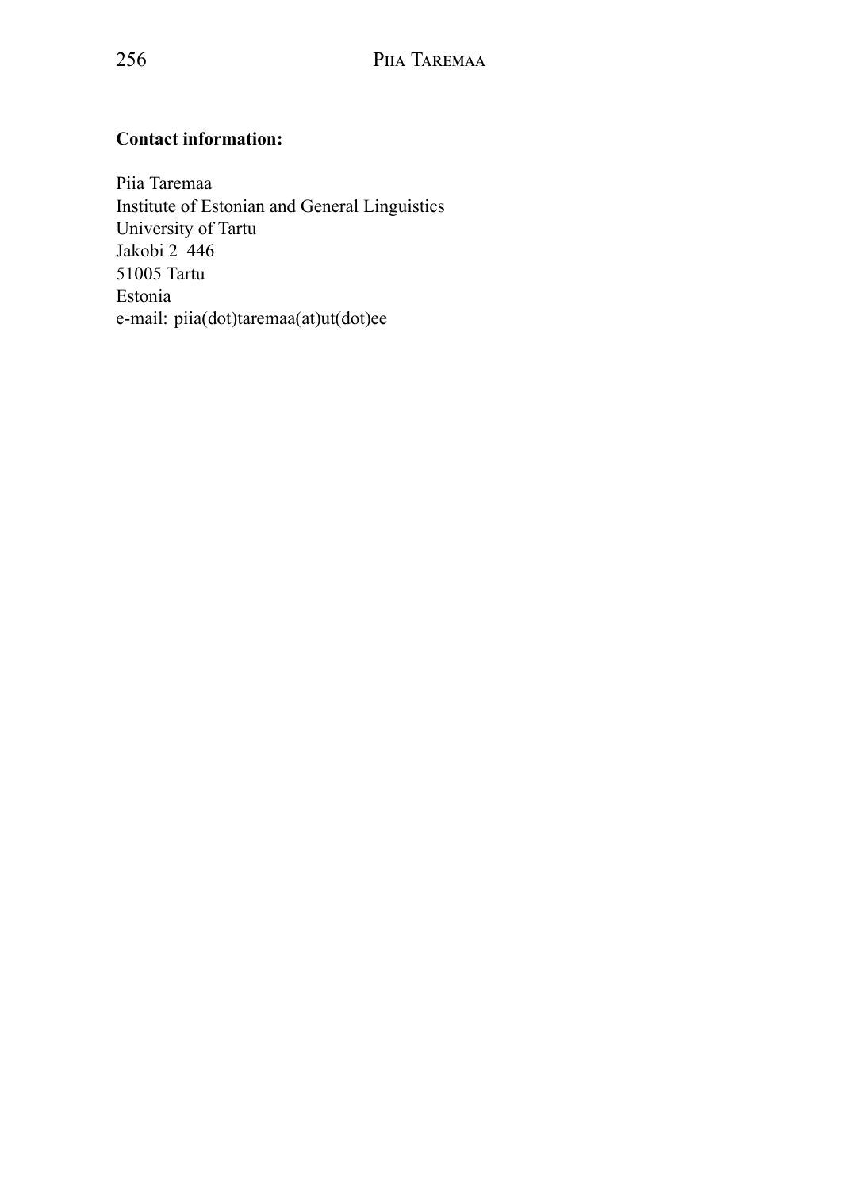**Contact information:**

Piia Taremaa
Institute of Estonian and General Linguistics
University of Tartu
Jakobi 2–446
51005 Tartu
Estonia
e-mail: piia(dot)taremaa(at)ut(dot)ee